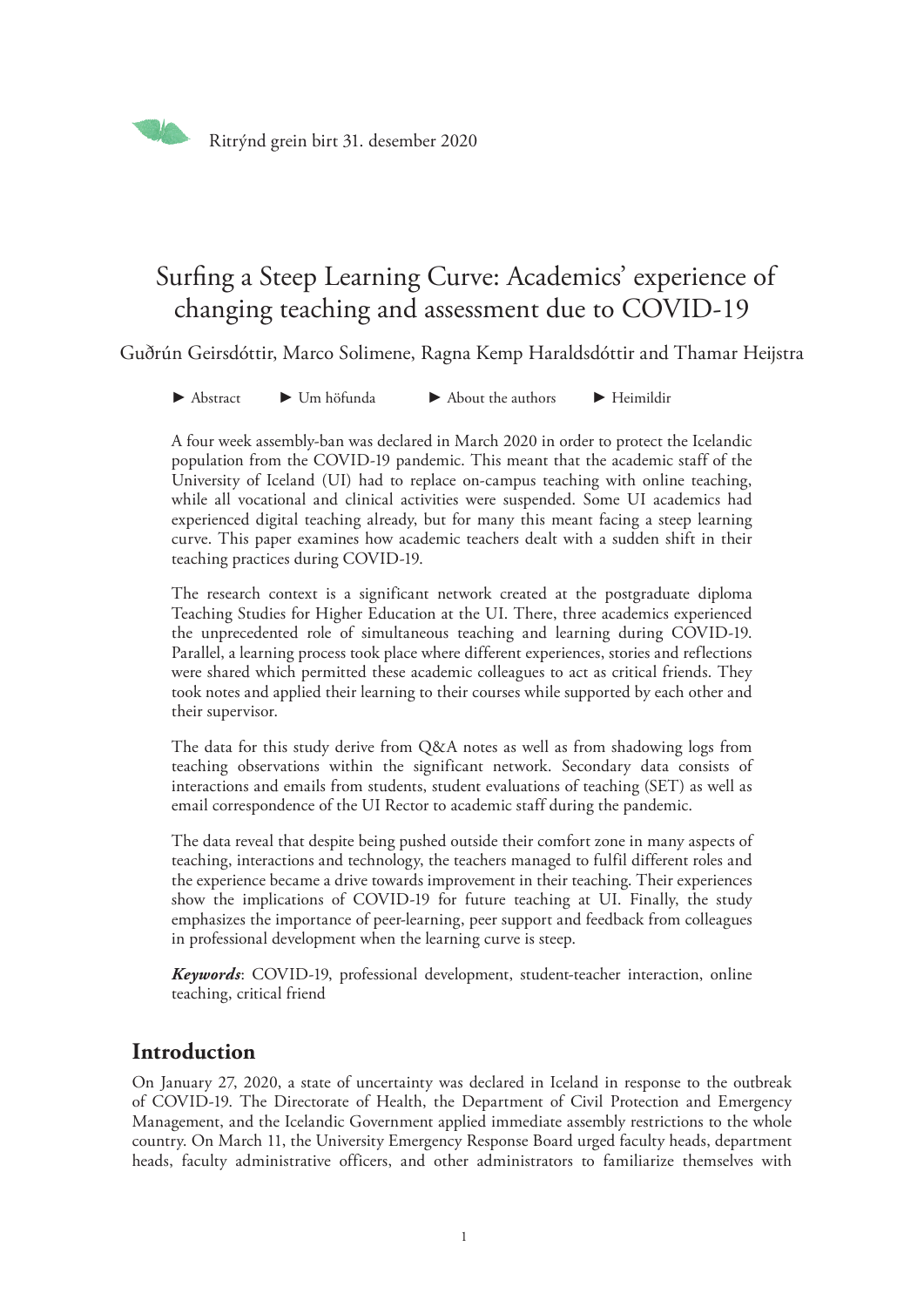Ritrýnd grein birt 31. desember 2020

# Surfing a Steep Learning Curve: Academics' experience of changing teaching and assessment due to COVID-19

Guðrún Geirsdóttir, Marco Solimene, Ragna Kemp Haraldsdóttir and Thamar Heijstra

► Abstract ► Um höfunda ► About the authors ► Heimildir

A four week assembly-ban was declared in March 2020 in order to protect the Icelandic population from the COVID-19 pandemic. This meant that the academic staff of the University of Iceland (UI) had to replace on-campus teaching with online teaching, while all vocational and clinical activities were suspended. Some UI academics had experienced digital teaching already, but for many this meant facing a steep learning curve. This paper examines how academic teachers dealt with a sudden shift in their teaching practices during COVID-19.

The research context is a significant network created at the postgraduate diploma Teaching Studies for Higher Education at the UI. There, three academics experienced the unprecedented role of simultaneous teaching and learning during COVID-19. Parallel, a learning process took place where different experiences, stories and reflections were shared which permitted these academic colleagues to act as critical friends. They took notes and applied their learning to their courses while supported by each other and their supervisor.

The data for this study derive from Q&A notes as well as from shadowing logs from teaching observations within the significant network. Secondary data consists of interactions and emails from students, student evaluations of teaching (SET) as well as email correspondence of the UI Rector to academic staff during the pandemic.

The data reveal that despite being pushed outside their comfort zone in many aspects of teaching, interactions and technology, the teachers managed to fulfil different roles and the experience became a drive towards improvement in their teaching. Their experiences show the implications of COVID-19 for future teaching at UI. Finally, the study emphasizes the importance of peer-learning, peer support and feedback from colleagues in professional development when the learning curve is steep.

***Keywords***: COVID-19, professional development, student-teacher interaction, online teaching, critical friend

## Introduction

On January 27, 2020, a state of uncertainty was declared in Iceland in response to the outbreak of COVID-19. The Directorate of Health, the Department of Civil Protection and Emergency Management, and the Icelandic Government applied immediate assembly restrictions to the whole country. On March 11, the University Emergency Response Board urged faculty heads, department heads, faculty administrative officers, and other administrators to familiarize themselves with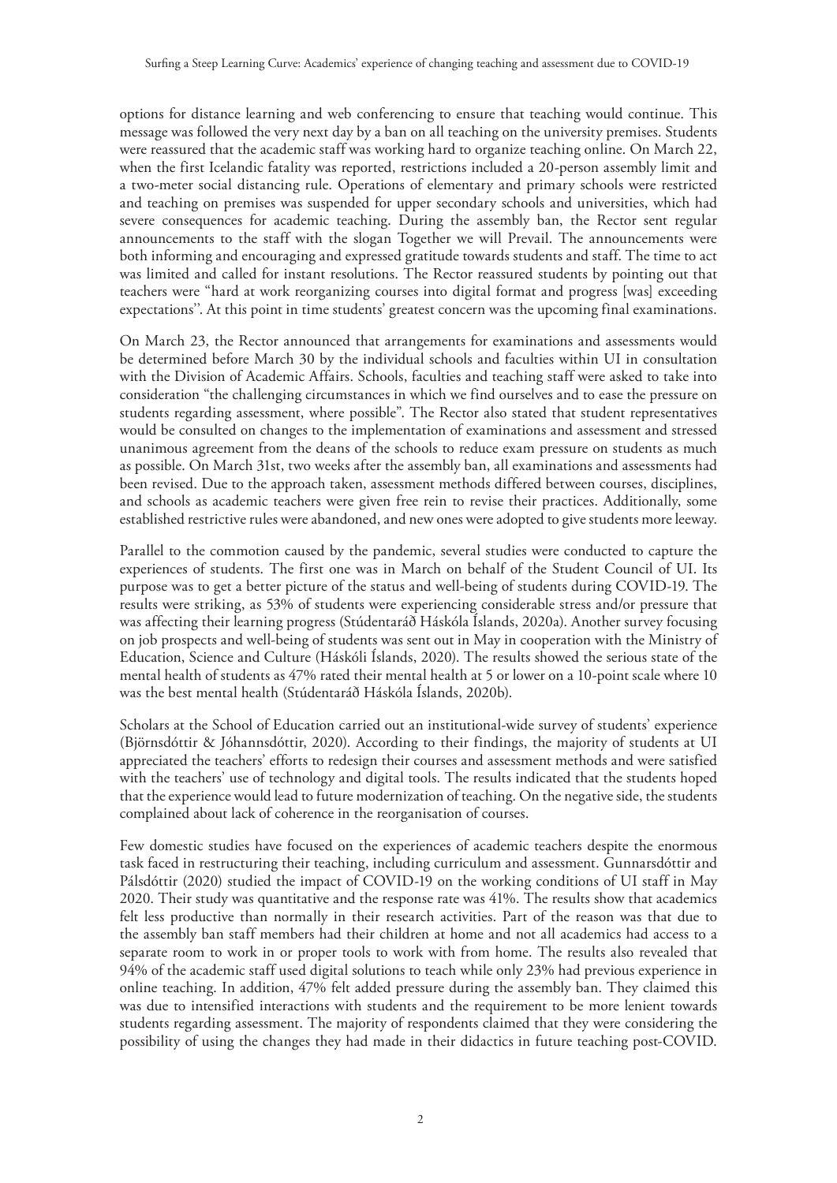options for distance learning and web conferencing to ensure that teaching would continue. This message was followed the very next day by a ban on all teaching on the university premises. Students were reassured that the academic staff was working hard to organize teaching online. On March 22, when the first Icelandic fatality was reported, restrictions included a 20-person assembly limit and a two-meter social distancing rule. Operations of elementary and primary schools were restricted and teaching on premises was suspended for upper secondary schools and universities, which had severe consequences for academic teaching. During the assembly ban, the Rector sent regular announcements to the staff with the slogan Together we will Prevail. The announcements were both informing and encouraging and expressed gratitude towards students and staff. The time to act was limited and called for instant resolutions. The Rector reassured students by pointing out that teachers were "hard at work reorganizing courses into digital format and progress [was] exceeding expectations''. At this point in time students' greatest concern was the upcoming final examinations.

On March 23, the Rector announced that arrangements for examinations and assessments would be determined before March 30 by the individual schools and faculties within UI in consultation with the Division of Academic Affairs. Schools, faculties and teaching staff were asked to take into consideration "the challenging circumstances in which we find ourselves and to ease the pressure on students regarding assessment, where possible". The Rector also stated that student representatives would be consulted on changes to the implementation of examinations and assessment and stressed unanimous agreement from the deans of the schools to reduce exam pressure on students as much as possible. On March 31st, two weeks after the assembly ban, all examinations and assessments had been revised. Due to the approach taken, assessment methods differed between courses, disciplines, and schools as academic teachers were given free rein to revise their practices. Additionally, some established restrictive rules were abandoned, and new ones were adopted to give students more leeway.

Parallel to the commotion caused by the pandemic, several studies were conducted to capture the experiences of students. The first one was in March on behalf of the Student Council of UI. Its purpose was to get a better picture of the status and well-being of students during COVID-19. The results were striking, as 53% of students were experiencing considerable stress and/or pressure that was affecting their learning progress (Stúdentaráð Háskóla Íslands, 2020a). Another survey focusing on job prospects and well-being of students was sent out in May in cooperation with the Ministry of Education, Science and Culture (Háskóli Íslands, 2020). The results showed the serious state of the mental health of students as 47% rated their mental health at 5 or lower on a 10-point scale where 10 was the best mental health (Stúdentaráð Háskóla Íslands, 2020b).

Scholars at the School of Education carried out an institutional-wide survey of students' experience (Björnsdóttir & Jóhannsdóttir, 2020). According to their findings, the majority of students at UI appreciated the teachers' efforts to redesign their courses and assessment methods and were satisfied with the teachers' use of technology and digital tools. The results indicated that the students hoped that the experience would lead to future modernization of teaching. On the negative side, the students complained about lack of coherence in the reorganisation of courses.

Few domestic studies have focused on the experiences of academic teachers despite the enormous task faced in restructuring their teaching, including curriculum and assessment. Gunnarsdóttir and Pálsdóttir (2020) studied the impact of COVID-19 on the working conditions of UI staff in May 2020. Their study was quantitative and the response rate was 41%. The results show that academics felt less productive than normally in their research activities. Part of the reason was that due to the assembly ban staff members had their children at home and not all academics had access to a separate room to work in or proper tools to work with from home. The results also revealed that 94% of the academic staff used digital solutions to teach while only 23% had previous experience in online teaching. In addition, 47% felt added pressure during the assembly ban. They claimed this was due to intensified interactions with students and the requirement to be more lenient towards students regarding assessment. The majority of respondents claimed that they were considering the possibility of using the changes they had made in their didactics in future teaching post-COVID.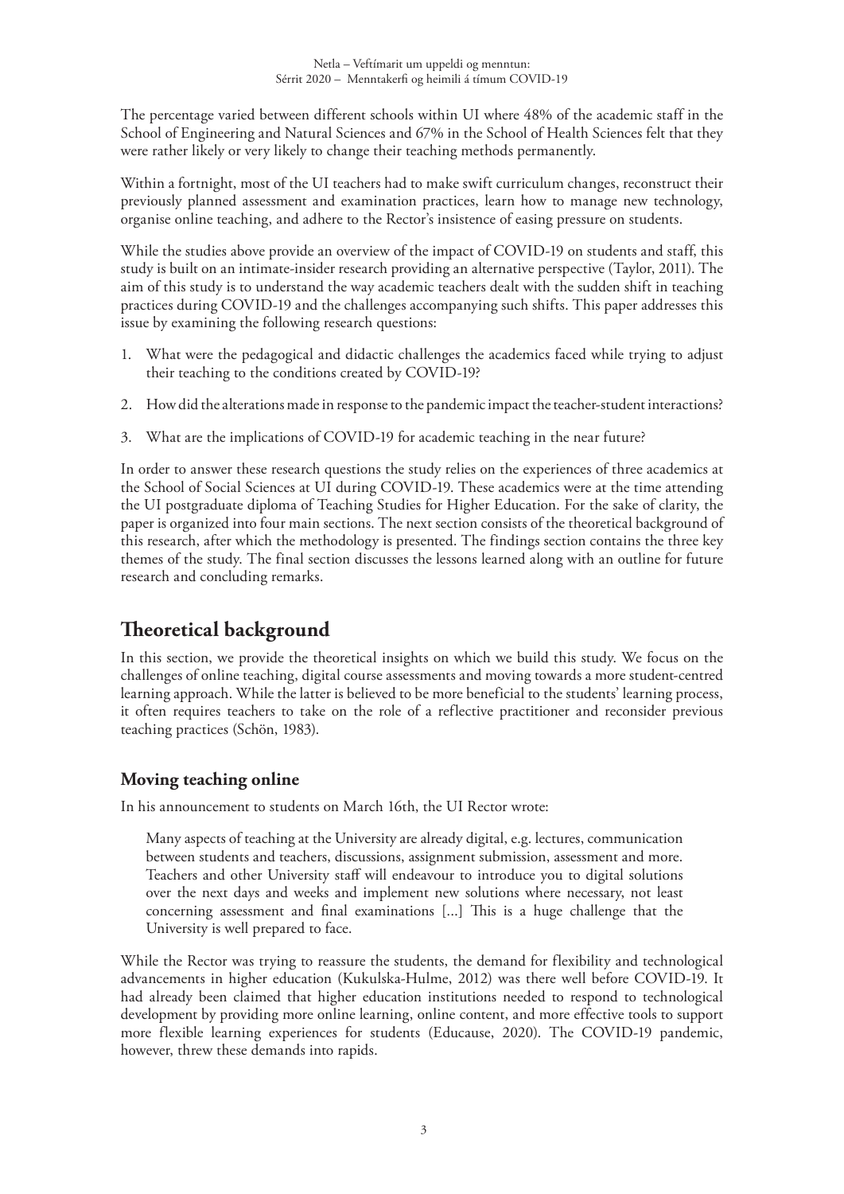The percentage varied between different schools within UI where 48% of the academic staff in the School of Engineering and Natural Sciences and 67% in the School of Health Sciences felt that they were rather likely or very likely to change their teaching methods permanently.

Within a fortnight, most of the UI teachers had to make swift curriculum changes, reconstruct their previously planned assessment and examination practices, learn how to manage new technology, organise online teaching, and adhere to the Rector's insistence of easing pressure on students.

While the studies above provide an overview of the impact of COVID-19 on students and staff, this study is built on an intimate-insider research providing an alternative perspective (Taylor, 2011). The aim of this study is to understand the way academic teachers dealt with the sudden shift in teaching practices during COVID-19 and the challenges accompanying such shifts. This paper addresses this issue by examining the following research questions:

1. What were the pedagogical and didactic challenges the academics faced while trying to adjust their teaching to the conditions created by COVID-19?
2. How did the alterations made in response to the pandemic impact the teacher-student interactions?
3. What are the implications of COVID-19 for academic teaching in the near future?

In order to answer these research questions the study relies on the experiences of three academics at the School of Social Sciences at UI during COVID-19. These academics were at the time attending the UI postgraduate diploma of Teaching Studies for Higher Education. For the sake of clarity, the paper is organized into four main sections. The next section consists of the theoretical background of this research, after which the methodology is presented. The findings section contains the three key themes of the study. The final section discusses the lessons learned along with an outline for future research and concluding remarks.

# Theoretical background

In this section, we provide the theoretical insights on which we build this study. We focus on the challenges of online teaching, digital course assessments and moving towards a more student-centred learning approach. While the latter is believed to be more beneficial to the students' learning process, it often requires teachers to take on the role of a reflective practitioner and reconsider previous teaching practices (Schön, 1983).

## Moving teaching online

In his announcement to students on March 16th, the UI Rector wrote:

> Many aspects of teaching at the University are already digital, e.g. lectures, communication between students and teachers, discussions, assignment submission, assessment and more. Teachers and other University staff will endeavour to introduce you to digital solutions over the next days and weeks and implement new solutions where necessary, not least concerning assessment and final examinations [...] This is a huge challenge that the University is well prepared to face.

While the Rector was trying to reassure the students, the demand for flexibility and technological advancements in higher education (Kukulska-Hulme, 2012) was there well before COVID-19. It had already been claimed that higher education institutions needed to respond to technological development by providing more online learning, online content, and more effective tools to support more flexible learning experiences for students (Educause, 2020). The COVID-19 pandemic, however, threw these demands into rapids.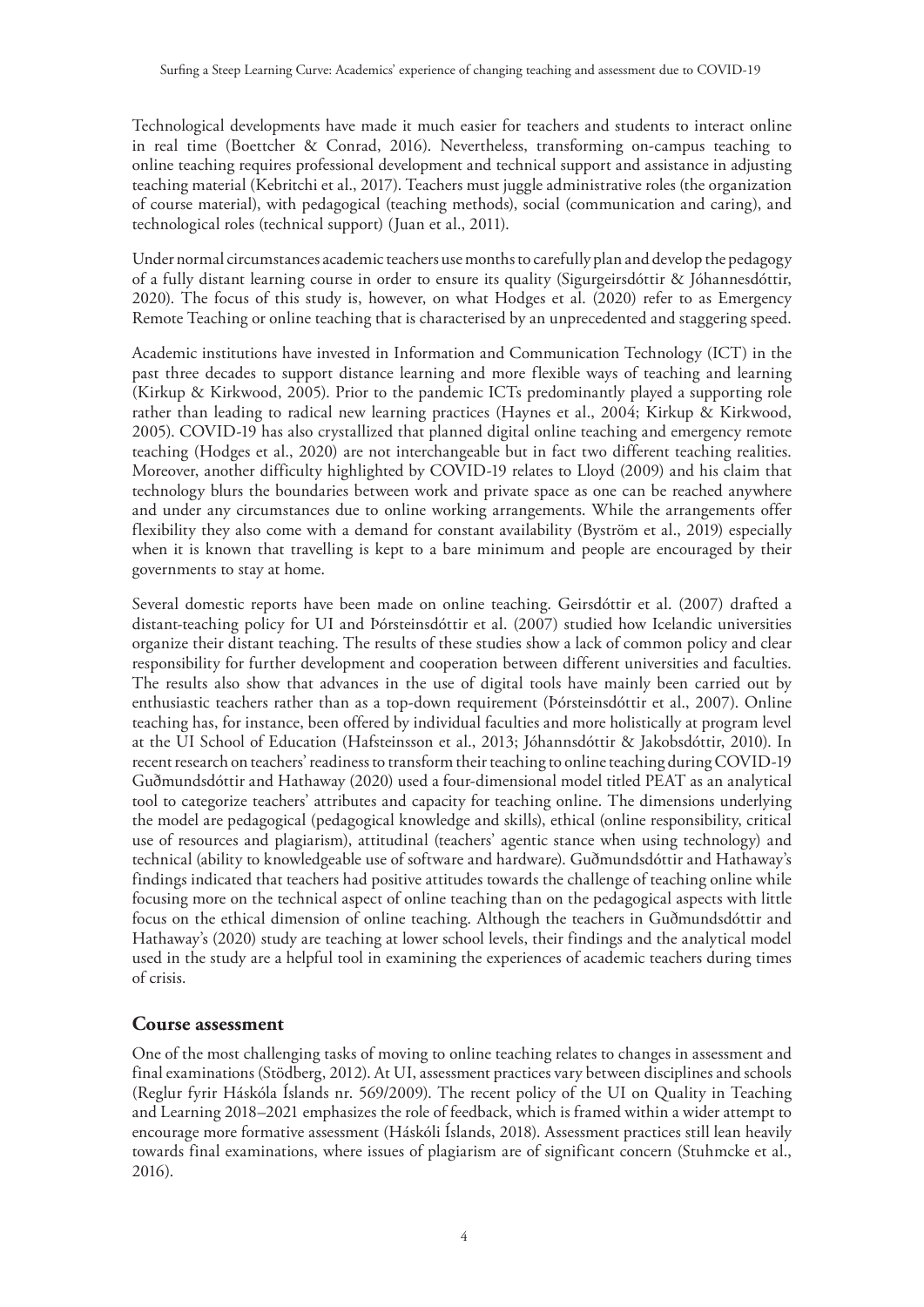Technological developments have made it much easier for teachers and students to interact online in real time (Boettcher & Conrad, 2016). Nevertheless, transforming on-campus teaching to online teaching requires professional development and technical support and assistance in adjusting teaching material (Kebritchi et al., 2017). Teachers must juggle administrative roles (the organization of course material), with pedagogical (teaching methods), social (communication and caring), and technological roles (technical support) (Juan et al., 2011).

Under normal circumstances academic teachers use months to carefully plan and develop the pedagogy of a fully distant learning course in order to ensure its quality (Sigurgeirsdóttir & Jóhannesdóttir, 2020). The focus of this study is, however, on what Hodges et al. (2020) refer to as Emergency Remote Teaching or online teaching that is characterised by an unprecedented and staggering speed.

Academic institutions have invested in Information and Communication Technology (ICT) in the past three decades to support distance learning and more flexible ways of teaching and learning (Kirkup & Kirkwood, 2005). Prior to the pandemic ICTs predominantly played a supporting role rather than leading to radical new learning practices (Haynes et al., 2004; Kirkup & Kirkwood, 2005). COVID-19 has also crystallized that planned digital online teaching and emergency remote teaching (Hodges et al., 2020) are not interchangeable but in fact two different teaching realities. Moreover, another difficulty highlighted by COVID-19 relates to Lloyd (2009) and his claim that technology blurs the boundaries between work and private space as one can be reached anywhere and under any circumstances due to online working arrangements. While the arrangements offer flexibility they also come with a demand for constant availability (Byström et al., 2019) especially when it is known that travelling is kept to a bare minimum and people are encouraged by their governments to stay at home.

Several domestic reports have been made on online teaching. Geirsdóttir et al. (2007) drafted a distant-teaching policy for UI and Þórsteinsdóttir et al. (2007) studied how Icelandic universities organize their distant teaching. The results of these studies show a lack of common policy and clear responsibility for further development and cooperation between different universities and faculties. The results also show that advances in the use of digital tools have mainly been carried out by enthusiastic teachers rather than as a top-down requirement (Þórsteinsdóttir et al., 2007). Online teaching has, for instance, been offered by individual faculties and more holistically at program level at the UI School of Education (Hafsteinsson et al., 2013; Jóhannsdóttir & Jakobsdóttir, 2010). In recent research on teachers' readiness to transform their teaching to online teaching during COVID-19 Guðmundsdóttir and Hathaway (2020) used a four-dimensional model titled PEAT as an analytical tool to categorize teachers' attributes and capacity for teaching online. The dimensions underlying the model are pedagogical (pedagogical knowledge and skills), ethical (online responsibility, critical use of resources and plagiarism), attitudinal (teachers' agentic stance when using technology) and technical (ability to knowledgeable use of software and hardware). Guðmundsdóttir and Hathaway's findings indicated that teachers had positive attitudes towards the challenge of teaching online while focusing more on the technical aspect of online teaching than on the pedagogical aspects with little focus on the ethical dimension of online teaching. Although the teachers in Guðmundsdóttir and Hathaway's (2020) study are teaching at lower school levels, their findings and the analytical model used in the study are a helpful tool in examining the experiences of academic teachers during times of crisis.

## Course assessment

One of the most challenging tasks of moving to online teaching relates to changes in assessment and final examinations (Stödberg, 2012). At UI, assessment practices vary between disciplines and schools (Reglur fyrir Háskóla Íslands nr. 569/2009). The recent policy of the UI on Quality in Teaching and Learning 2018–2021 emphasizes the role of feedback, which is framed within a wider attempt to encourage more formative assessment (Háskóli Íslands, 2018). Assessment practices still lean heavily towards final examinations, where issues of plagiarism are of significant concern (Stuhmcke et al., 2016).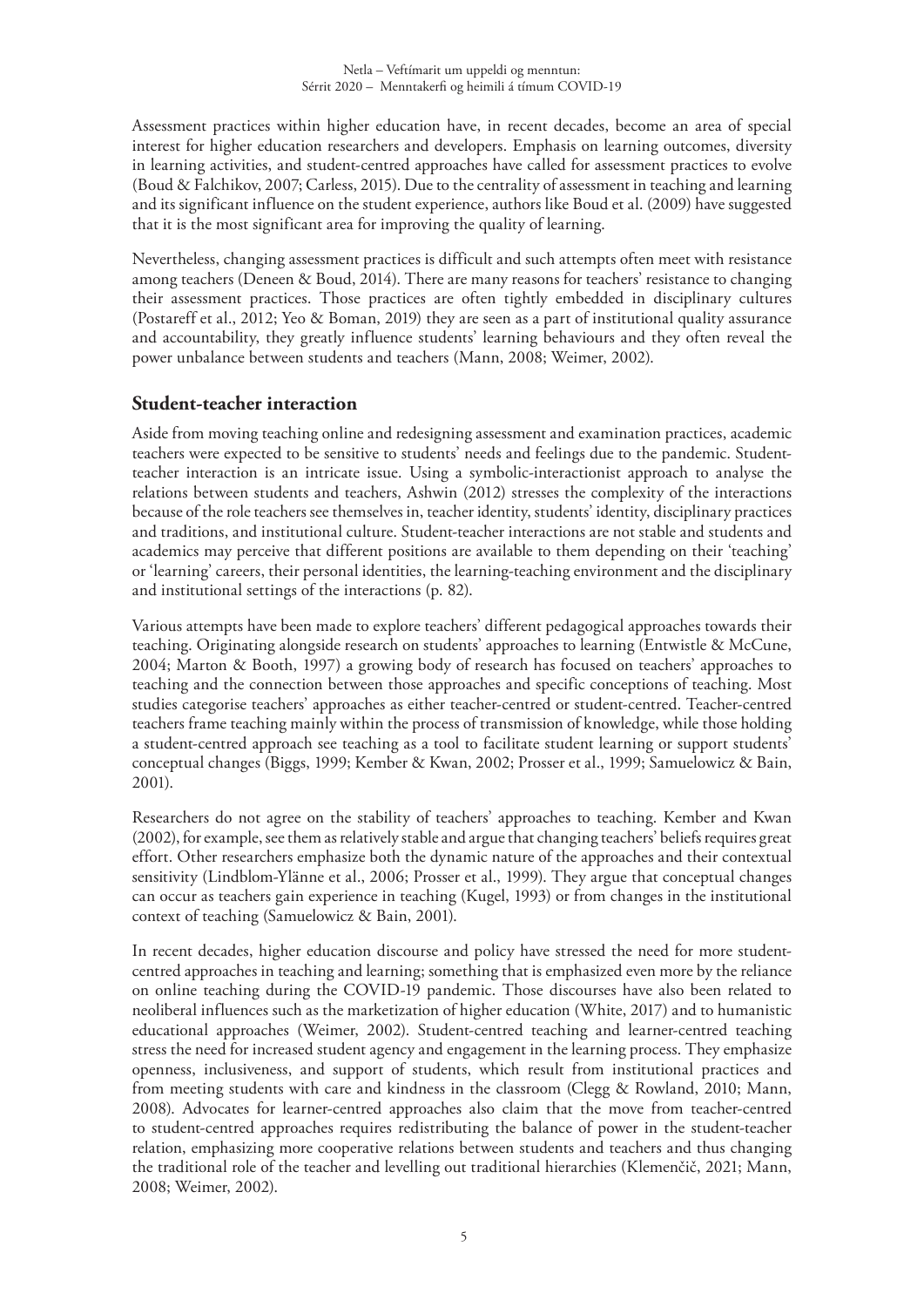Assessment practices within higher education have, in recent decades, become an area of special interest for higher education researchers and developers. Emphasis on learning outcomes, diversity in learning activities, and student-centred approaches have called for assessment practices to evolve (Boud & Falchikov, 2007; Carless, 2015). Due to the centrality of assessment in teaching and learning and its significant influence on the student experience, authors like Boud et al. (2009) have suggested that it is the most significant area for improving the quality of learning.

Nevertheless, changing assessment practices is difficult and such attempts often meet with resistance among teachers (Deneen & Boud, 2014). There are many reasons for teachers' resistance to changing their assessment practices. Those practices are often tightly embedded in disciplinary cultures (Postareff et al., 2012; Yeo & Boman, 2019) they are seen as a part of institutional quality assurance and accountability, they greatly influence students' learning behaviours and they often reveal the power unbalance between students and teachers (Mann, 2008; Weimer, 2002).

## Student-teacher interaction

Aside from moving teaching online and redesigning assessment and examination practices, academic teachers were expected to be sensitive to students' needs and feelings due to the pandemic. Student-teacher interaction is an intricate issue. Using a symbolic-interactionist approach to analyse the relations between students and teachers, Ashwin (2012) stresses the complexity of the interactions because of the role teachers see themselves in, teacher identity, students' identity, disciplinary practices and traditions, and institutional culture. Student-teacher interactions are not stable and students and academics may perceive that different positions are available to them depending on their 'teaching' or 'learning' careers, their personal identities, the learning-teaching environment and the disciplinary and institutional settings of the interactions (p. 82).

Various attempts have been made to explore teachers' different pedagogical approaches towards their teaching. Originating alongside research on students' approaches to learning (Entwistle & McCune, 2004; Marton & Booth, 1997) a growing body of research has focused on teachers' approaches to teaching and the connection between those approaches and specific conceptions of teaching. Most studies categorise teachers' approaches as either teacher-centred or student-centred. Teacher-centred teachers frame teaching mainly within the process of transmission of knowledge, while those holding a student-centred approach see teaching as a tool to facilitate student learning or support students' conceptual changes (Biggs, 1999; Kember & Kwan, 2002; Prosser et al., 1999; Samuelowicz & Bain, 2001).

Researchers do not agree on the stability of teachers' approaches to teaching. Kember and Kwan (2002), for example, see them as relatively stable and argue that changing teachers' beliefs requires great effort. Other researchers emphasize both the dynamic nature of the approaches and their contextual sensitivity (Lindblom-Ylänne et al., 2006; Prosser et al., 1999). They argue that conceptual changes can occur as teachers gain experience in teaching (Kugel, 1993) or from changes in the institutional context of teaching (Samuelowicz & Bain, 2001).

In recent decades, higher education discourse and policy have stressed the need for more student-centred approaches in teaching and learning; something that is emphasized even more by the reliance on online teaching during the COVID-19 pandemic. Those discourses have also been related to neoliberal influences such as the marketization of higher education (White, 2017) and to humanistic educational approaches (Weimer, 2002). Student-centred teaching and learner-centred teaching stress the need for increased student agency and engagement in the learning process. They emphasize openness, inclusiveness, and support of students, which result from institutional practices and from meeting students with care and kindness in the classroom (Clegg & Rowland, 2010; Mann, 2008). Advocates for learner-centred approaches also claim that the move from teacher-centred to student-centred approaches requires redistributing the balance of power in the student-teacher relation, emphasizing more cooperative relations between students and teachers and thus changing the traditional role of the teacher and levelling out traditional hierarchies (Klemenčič, 2021; Mann, 2008; Weimer, 2002).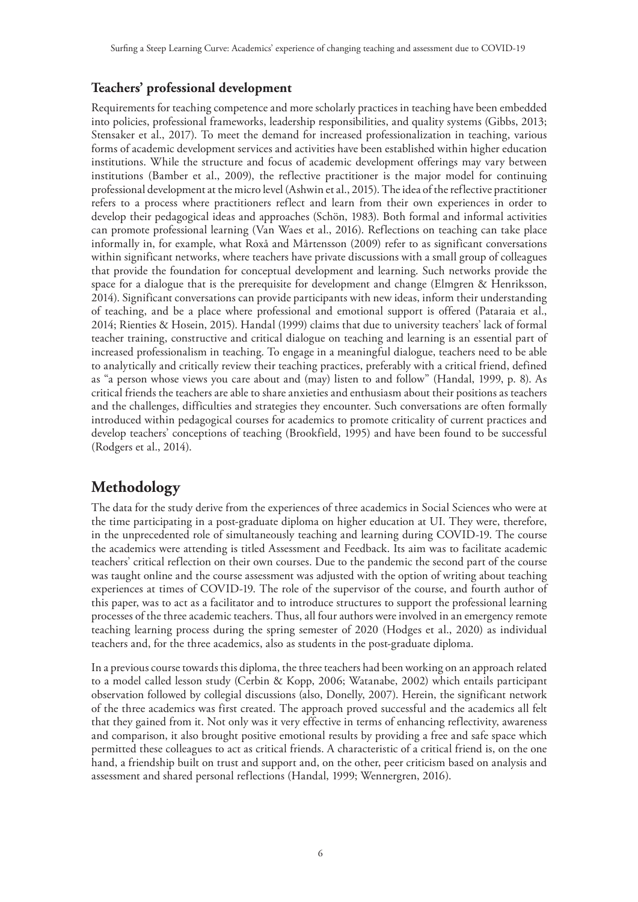### Teachers' professional development

Requirements for teaching competence and more scholarly practices in teaching have been embedded into policies, professional frameworks, leadership responsibilities, and quality systems (Gibbs, 2013; Stensaker et al., 2017). To meet the demand for increased professionalization in teaching, various forms of academic development services and activities have been established within higher education institutions. While the structure and focus of academic development offerings may vary between institutions (Bamber et al., 2009), the reflective practitioner is the major model for continuing professional development at the micro level (Ashwin et al., 2015). The idea of the reflective practitioner refers to a process where practitioners reflect and learn from their own experiences in order to develop their pedagogical ideas and approaches (Schön, 1983). Both formal and informal activities can promote professional learning (Van Waes et al., 2016). Reflections on teaching can take place informally in, for example, what Roxå and Mårtensson (2009) refer to as significant conversations within significant networks, where teachers have private discussions with a small group of colleagues that provide the foundation for conceptual development and learning. Such networks provide the space for a dialogue that is the prerequisite for development and change (Elmgren & Henriksson, 2014). Significant conversations can provide participants with new ideas, inform their understanding of teaching, and be a place where professional and emotional support is offered (Pataraia et al., 2014; Rienties & Hosein, 2015). Handal (1999) claims that due to university teachers' lack of formal teacher training, constructive and critical dialogue on teaching and learning is an essential part of increased professionalism in teaching. To engage in a meaningful dialogue, teachers need to be able to analytically and critically review their teaching practices, preferably with a critical friend, defined as "a person whose views you care about and (may) listen to and follow" (Handal, 1999, p. 8). As critical friends the teachers are able to share anxieties and enthusiasm about their positions as teachers and the challenges, difficulties and strategies they encounter. Such conversations are often formally introduced within pedagogical courses for academics to promote criticality of current practices and develop teachers' conceptions of teaching (Brookfield, 1995) and have been found to be successful (Rodgers et al., 2014).

## Methodology

The data for the study derive from the experiences of three academics in Social Sciences who were at the time participating in a post-graduate diploma on higher education at UI. They were, therefore, in the unprecedented role of simultaneously teaching and learning during COVID-19. The course the academics were attending is titled Assessment and Feedback. Its aim was to facilitate academic teachers' critical reflection on their own courses. Due to the pandemic the second part of the course was taught online and the course assessment was adjusted with the option of writing about teaching experiences at times of COVID-19. The role of the supervisor of the course, and fourth author of this paper, was to act as a facilitator and to introduce structures to support the professional learning processes of the three academic teachers. Thus, all four authors were involved in an emergency remote teaching learning process during the spring semester of 2020 (Hodges et al., 2020) as individual teachers and, for the three academics, also as students in the post-graduate diploma.

In a previous course towards this diploma, the three teachers had been working on an approach related to a model called lesson study (Cerbin & Kopp, 2006; Watanabe, 2002) which entails participant observation followed by collegial discussions (also, Donelly, 2007). Herein, the significant network of the three academics was first created. The approach proved successful and the academics all felt that they gained from it. Not only was it very effective in terms of enhancing reflectivity, awareness and comparison, it also brought positive emotional results by providing a free and safe space which permitted these colleagues to act as critical friends. A characteristic of a critical friend is, on the one hand, a friendship built on trust and support and, on the other, peer criticism based on analysis and assessment and shared personal reflections (Handal, 1999; Wennergren, 2016).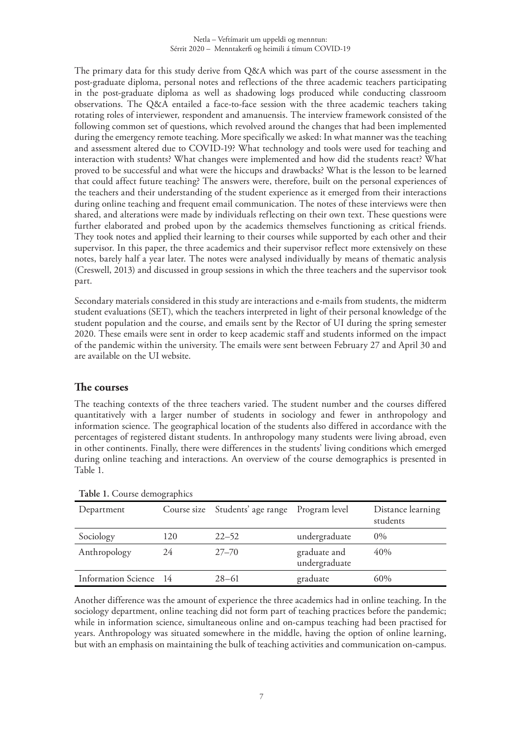The primary data for this study derive from Q&A which was part of the course assessment in the post-graduate diploma, personal notes and reflections of the three academic teachers participating in the post-graduate diploma as well as shadowing logs produced while conducting classroom observations. The Q&A entailed a face-to-face session with the three academic teachers taking rotating roles of interviewer, respondent and amanuensis. The interview framework consisted of the following common set of questions, which revolved around the changes that had been implemented during the emergency remote teaching. More specifically we asked: In what manner was the teaching and assessment altered due to COVID-19? What technology and tools were used for teaching and interaction with students? What changes were implemented and how did the students react? What proved to be successful and what were the hiccups and drawbacks? What is the lesson to be learned that could affect future teaching? The answers were, therefore, built on the personal experiences of the teachers and their understanding of the student experience as it emerged from their interactions during online teaching and frequent email communication. The notes of these interviews were then shared, and alterations were made by individuals reflecting on their own text. These questions were further elaborated and probed upon by the academics themselves functioning as critical friends. They took notes and applied their learning to their courses while supported by each other and their supervisor. In this paper, the three academics and their supervisor reflect more extensively on these notes, barely half a year later. The notes were analysed individually by means of thematic analysis (Creswell, 2013) and discussed in group sessions in which the three teachers and the supervisor took part.

Secondary materials considered in this study are interactions and e-mails from students, the midterm student evaluations (SET), which the teachers interpreted in light of their personal knowledge of the student population and the course, and emails sent by the Rector of UI during the spring semester 2020. These emails were sent in order to keep academic staff and students informed on the impact of the pandemic within the university. The emails were sent between February 27 and April 30 and are available on the UI website.

## The courses

The teaching contexts of the three teachers varied. The student number and the courses differed quantitatively with a larger number of students in sociology and fewer in anthropology and information science. The geographical location of the students also differed in accordance with the percentages of registered distant students. In anthropology many students were living abroad, even in other continents. Finally, there were differences in the students' living conditions which emerged during online teaching and interactions. An overview of the course demographics is presented in Table 1.

**Table 1.** Course demographics

| Department | Course size | Students' age range | Program level | Distance learning students |
|---|---|---|---|---|
| Sociology | 120 | 22–52 | undergraduate | 0% |
| Anthropology | 24 | 27–70 | graduate and undergraduate | 40% |
| Information Science | 14 | 28–61 | graduate | 60% |

Another difference was the amount of experience the three academics had in online teaching. In the sociology department, online teaching did not form part of teaching practices before the pandemic; while in information science, simultaneous online and on-campus teaching had been practised for years. Anthropology was situated somewhere in the middle, having the option of online learning, but with an emphasis on maintaining the bulk of teaching activities and communication on-campus.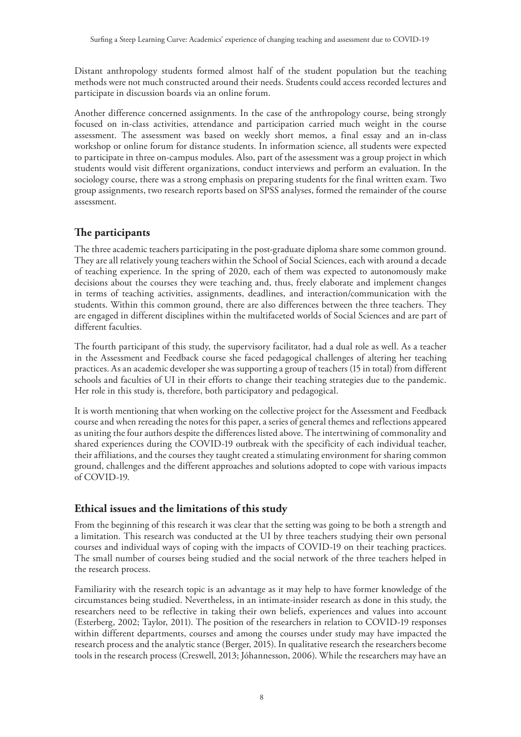Distant anthropology students formed almost half of the student population but the teaching methods were not much constructed around their needs. Students could access recorded lectures and participate in discussion boards via an online forum.

Another difference concerned assignments. In the case of the anthropology course, being strongly focused on in-class activities, attendance and participation carried much weight in the course assessment. The assessment was based on weekly short memos, a final essay and an in-class workshop or online forum for distance students. In information science, all students were expected to participate in three on-campus modules. Also, part of the assessment was a group project in which students would visit different organizations, conduct interviews and perform an evaluation. In the sociology course, there was a strong emphasis on preparing students for the final written exam. Two group assignments, two research reports based on SPSS analyses, formed the remainder of the course assessment.

## The participants

The three academic teachers participating in the post-graduate diploma share some common ground. They are all relatively young teachers within the School of Social Sciences, each with around a decade of teaching experience. In the spring of 2020, each of them was expected to autonomously make decisions about the courses they were teaching and, thus, freely elaborate and implement changes in terms of teaching activities, assignments, deadlines, and interaction/communication with the students. Within this common ground, there are also differences between the three teachers. They are engaged in different disciplines within the multifaceted worlds of Social Sciences and are part of different faculties.

The fourth participant of this study, the supervisory facilitator, had a dual role as well. As a teacher in the Assessment and Feedback course she faced pedagogical challenges of altering her teaching practices. As an academic developer she was supporting a group of teachers (15 in total) from different schools and faculties of UI in their efforts to change their teaching strategies due to the pandemic. Her role in this study is, therefore, both participatory and pedagogical.

It is worth mentioning that when working on the collective project for the Assessment and Feedback course and when rereading the notes for this paper, a series of general themes and reflections appeared as uniting the four authors despite the differences listed above. The intertwining of commonality and shared experiences during the COVID-19 outbreak with the specificity of each individual teacher, their affiliations, and the courses they taught created a stimulating environment for sharing common ground, challenges and the different approaches and solutions adopted to cope with various impacts of COVID-19.

## Ethical issues and the limitations of this study

From the beginning of this research it was clear that the setting was going to be both a strength and a limitation. This research was conducted at the UI by three teachers studying their own personal courses and individual ways of coping with the impacts of COVID-19 on their teaching practices. The small number of courses being studied and the social network of the three teachers helped in the research process.

Familiarity with the research topic is an advantage as it may help to have former knowledge of the circumstances being studied. Nevertheless, in an intimate-insider research as done in this study, the researchers need to be reflective in taking their own beliefs, experiences and values into account (Esterberg, 2002; Taylor, 2011). The position of the researchers in relation to COVID-19 responses within different departments, courses and among the courses under study may have impacted the research process and the analytic stance (Berger, 2015). In qualitative research the researchers become tools in the research process (Creswell, 2013; Jóhannesson, 2006). While the researchers may have an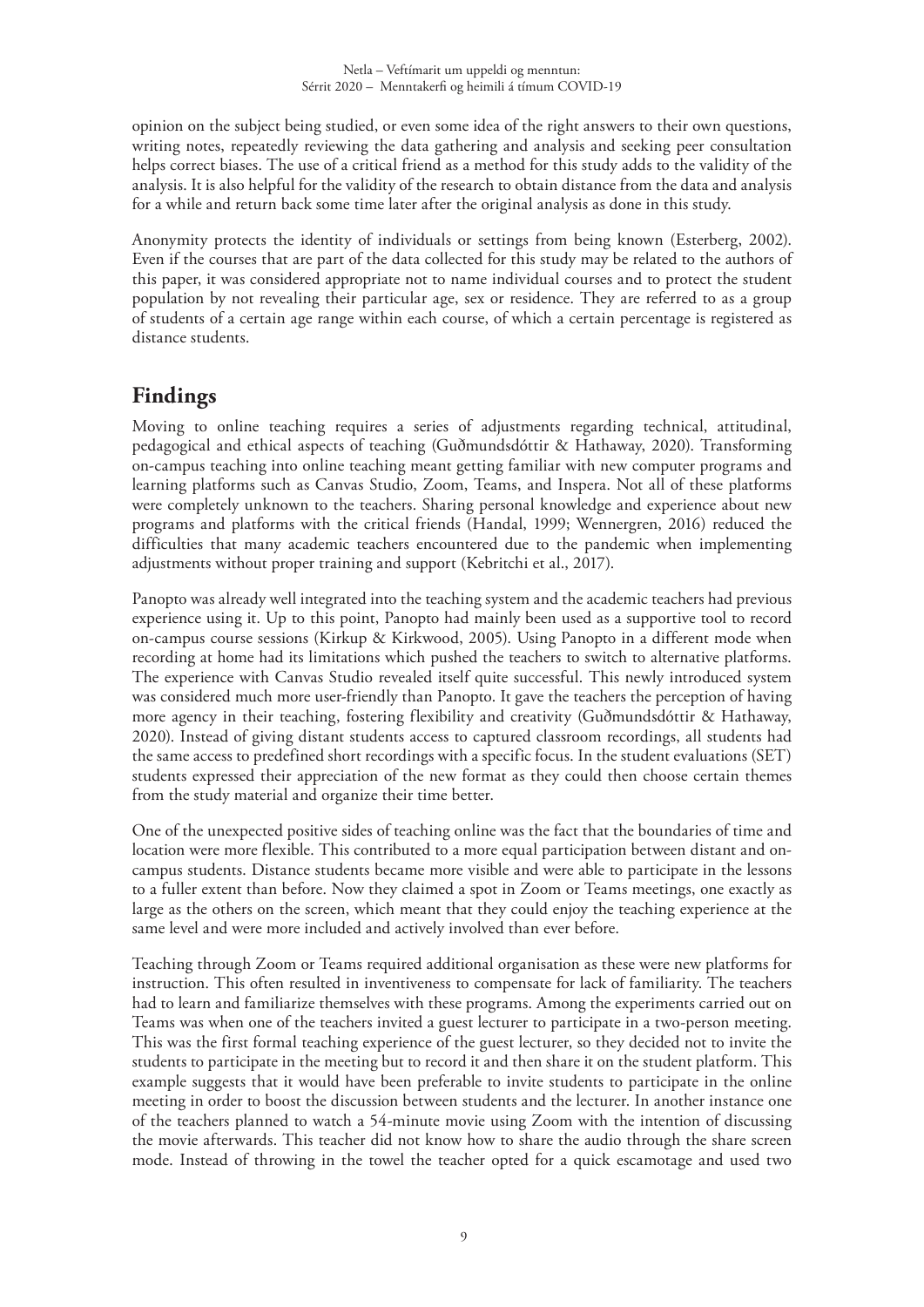opinion on the subject being studied, or even some idea of the right answers to their own questions, writing notes, repeatedly reviewing the data gathering and analysis and seeking peer consultation helps correct biases. The use of a critical friend as a method for this study adds to the validity of the analysis. It is also helpful for the validity of the research to obtain distance from the data and analysis for a while and return back some time later after the original analysis as done in this study.

Anonymity protects the identity of individuals or settings from being known (Esterberg, 2002). Even if the courses that are part of the data collected for this study may be related to the authors of this paper, it was considered appropriate not to name individual courses and to protect the student population by not revealing their particular age, sex or residence. They are referred to as a group of students of a certain age range within each course, of which a certain percentage is registered as distance students.

## Findings

Moving to online teaching requires a series of adjustments regarding technical, attitudinal, pedagogical and ethical aspects of teaching (Guðmundsdóttir & Hathaway, 2020). Transforming on-campus teaching into online teaching meant getting familiar with new computer programs and learning platforms such as Canvas Studio, Zoom, Teams, and Inspera. Not all of these platforms were completely unknown to the teachers. Sharing personal knowledge and experience about new programs and platforms with the critical friends (Handal, 1999; Wennergren, 2016) reduced the difficulties that many academic teachers encountered due to the pandemic when implementing adjustments without proper training and support (Kebritchi et al., 2017).

Panopto was already well integrated into the teaching system and the academic teachers had previous experience using it. Up to this point, Panopto had mainly been used as a supportive tool to record on-campus course sessions (Kirkup & Kirkwood, 2005). Using Panopto in a different mode when recording at home had its limitations which pushed the teachers to switch to alternative platforms. The experience with Canvas Studio revealed itself quite successful. This newly introduced system was considered much more user-friendly than Panopto. It gave the teachers the perception of having more agency in their teaching, fostering flexibility and creativity (Guðmundsdóttir & Hathaway, 2020). Instead of giving distant students access to captured classroom recordings, all students had the same access to predefined short recordings with a specific focus. In the student evaluations (SET) students expressed their appreciation of the new format as they could then choose certain themes from the study material and organize their time better.

One of the unexpected positive sides of teaching online was the fact that the boundaries of time and location were more flexible. This contributed to a more equal participation between distant and on-campus students. Distance students became more visible and were able to participate in the lessons to a fuller extent than before. Now they claimed a spot in Zoom or Teams meetings, one exactly as large as the others on the screen, which meant that they could enjoy the teaching experience at the same level and were more included and actively involved than ever before.

Teaching through Zoom or Teams required additional organisation as these were new platforms for instruction. This often resulted in inventiveness to compensate for lack of familiarity. The teachers had to learn and familiarize themselves with these programs. Among the experiments carried out on Teams was when one of the teachers invited a guest lecturer to participate in a two-person meeting. This was the first formal teaching experience of the guest lecturer, so they decided not to invite the students to participate in the meeting but to record it and then share it on the student platform. This example suggests that it would have been preferable to invite students to participate in the online meeting in order to boost the discussion between students and the lecturer. In another instance one of the teachers planned to watch a 54-minute movie using Zoom with the intention of discussing the movie afterwards. This teacher did not know how to share the audio through the share screen mode. Instead of throwing in the towel the teacher opted for a quick escamotage and used two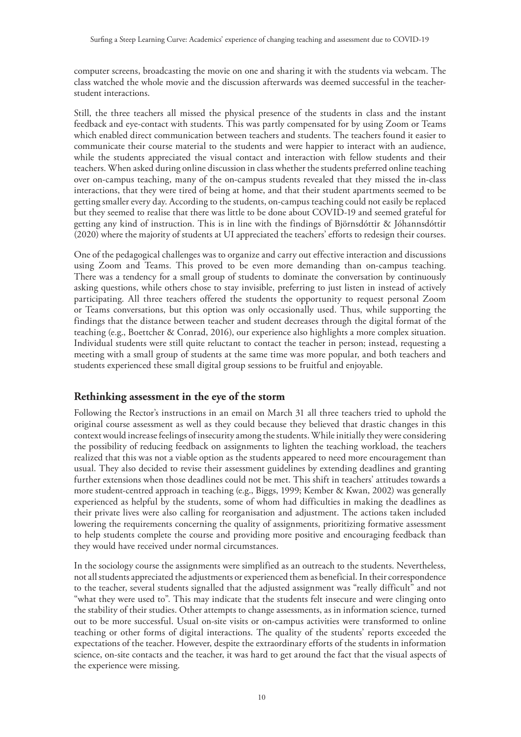computer screens, broadcasting the movie on one and sharing it with the students via webcam. The class watched the whole movie and the discussion afterwards was deemed successful in the teacher-student interactions.

Still, the three teachers all missed the physical presence of the students in class and the instant feedback and eye-contact with students. This was partly compensated for by using Zoom or Teams which enabled direct communication between teachers and students. The teachers found it easier to communicate their course material to the students and were happier to interact with an audience, while the students appreciated the visual contact and interaction with fellow students and their teachers. When asked during online discussion in class whether the students preferred online teaching over on-campus teaching, many of the on-campus students revealed that they missed the in-class interactions, that they were tired of being at home, and that their student apartments seemed to be getting smaller every day. According to the students, on-campus teaching could not easily be replaced but they seemed to realise that there was little to be done about COVID-19 and seemed grateful for getting any kind of instruction. This is in line with the findings of Björnsdóttir & Jóhannsdóttir (2020) where the majority of students at UI appreciated the teachers' efforts to redesign their courses.

One of the pedagogical challenges was to organize and carry out effective interaction and discussions using Zoom and Teams. This proved to be even more demanding than on-campus teaching. There was a tendency for a small group of students to dominate the conversation by continuously asking questions, while others chose to stay invisible, preferring to just listen in instead of actively participating. All three teachers offered the students the opportunity to request personal Zoom or Teams conversations, but this option was only occasionally used. Thus, while supporting the findings that the distance between teacher and student decreases through the digital format of the teaching (e.g., Boettcher & Conrad, 2016), our experience also highlights a more complex situation. Individual students were still quite reluctant to contact the teacher in person; instead, requesting a meeting with a small group of students at the same time was more popular, and both teachers and students experienced these small digital group sessions to be fruitful and enjoyable.

## Rethinking assessment in the eye of the storm

Following the Rector's instructions in an email on March 31 all three teachers tried to uphold the original course assessment as well as they could because they believed that drastic changes in this context would increase feelings of insecurity among the students. While initially they were considering the possibility of reducing feedback on assignments to lighten the teaching workload, the teachers realized that this was not a viable option as the students appeared to need more encouragement than usual. They also decided to revise their assessment guidelines by extending deadlines and granting further extensions when those deadlines could not be met. This shift in teachers' attitudes towards a more student-centred approach in teaching (e.g., Biggs, 1999; Kember & Kwan, 2002) was generally experienced as helpful by the students, some of whom had difficulties in making the deadlines as their private lives were also calling for reorganisation and adjustment. The actions taken included lowering the requirements concerning the quality of assignments, prioritizing formative assessment to help students complete the course and providing more positive and encouraging feedback than they would have received under normal circumstances.

In the sociology course the assignments were simplified as an outreach to the students. Nevertheless, not all students appreciated the adjustments or experienced them as beneficial. In their correspondence to the teacher, several students signalled that the adjusted assignment was "really difficult" and not "what they were used to". This may indicate that the students felt insecure and were clinging onto the stability of their studies. Other attempts to change assessments, as in information science, turned out to be more successful. Usual on-site visits or on-campus activities were transformed to online teaching or other forms of digital interactions. The quality of the students' reports exceeded the expectations of the teacher. However, despite the extraordinary efforts of the students in information science, on-site contacts and the teacher, it was hard to get around the fact that the visual aspects of the experience were missing.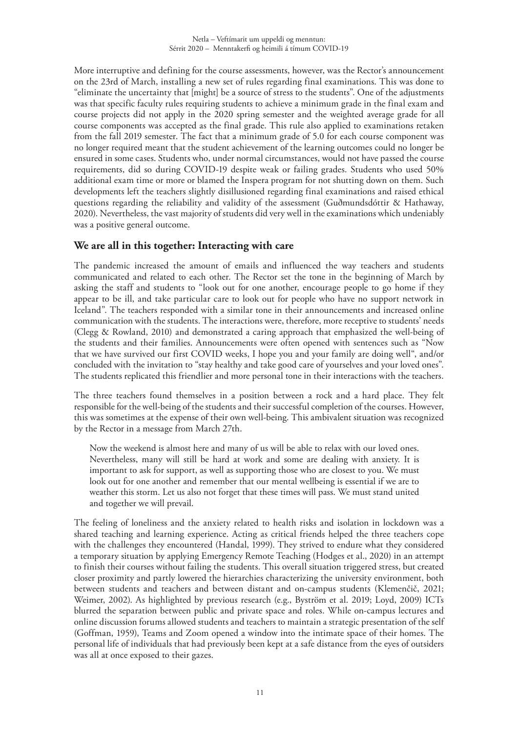More interruptive and defining for the course assessments, however, was the Rector's announcement on the 23rd of March, installing a new set of rules regarding final examinations. This was done to "eliminate the uncertainty that [might] be a source of stress to the students". One of the adjustments was that specific faculty rules requiring students to achieve a minimum grade in the final exam and course projects did not apply in the 2020 spring semester and the weighted average grade for all course components was accepted as the final grade. This rule also applied to examinations retaken from the fall 2019 semester. The fact that a minimum grade of 5.0 for each course component was no longer required meant that the student achievement of the learning outcomes could no longer be ensured in some cases. Students who, under normal circumstances, would not have passed the course requirements, did so during COVID-19 despite weak or failing grades. Students who used 50% additional exam time or more or blamed the Inspera program for not shutting down on them. Such developments left the teachers slightly disillusioned regarding final examinations and raised ethical questions regarding the reliability and validity of the assessment (Guðmundsdóttir & Hathaway, 2020). Nevertheless, the vast majority of students did very well in the examinations which undeniably was a positive general outcome.

## We are all in this together: Interacting with care

The pandemic increased the amount of emails and influenced the way teachers and students communicated and related to each other. The Rector set the tone in the beginning of March by asking the staff and students to "look out for one another, encourage people to go home if they appear to be ill, and take particular care to look out for people who have no support network in Iceland". The teachers responded with a similar tone in their announcements and increased online communication with the students. The interactions were, therefore, more receptive to students' needs (Clegg & Rowland, 2010) and demonstrated a caring approach that emphasized the well-being of the students and their families. Announcements were often opened with sentences such as "Now that we have survived our first COVID weeks, I hope you and your family are doing well", and/or concluded with the invitation to "stay healthy and take good care of yourselves and your loved ones". The students replicated this friendlier and more personal tone in their interactions with the teachers.

The three teachers found themselves in a position between a rock and a hard place. They felt responsible for the well-being of the students and their successful completion of the courses. However, this was sometimes at the expense of their own well-being. This ambivalent situation was recognized by the Rector in a message from March 27th.

> Now the weekend is almost here and many of us will be able to relax with our loved ones. Nevertheless, many will still be hard at work and some are dealing with anxiety. It is important to ask for support, as well as supporting those who are closest to you. We must look out for one another and remember that our mental wellbeing is essential if we are to weather this storm. Let us also not forget that these times will pass. We must stand united and together we will prevail.

The feeling of loneliness and the anxiety related to health risks and isolation in lockdown was a shared teaching and learning experience. Acting as critical friends helped the three teachers cope with the challenges they encountered (Handal, 1999). They strived to endure what they considered a temporary situation by applying Emergency Remote Teaching (Hodges et al., 2020) in an attempt to finish their courses without failing the students. This overall situation triggered stress, but created closer proximity and partly lowered the hierarchies characterizing the university environment, both between students and teachers and between distant and on-campus students (Klemenčič, 2021; Weimer, 2002). As highlighted by previous research (e.g., Byström et al. 2019; Loyd, 2009) ICTs blurred the separation between public and private space and roles. While on-campus lectures and online discussion forums allowed students and teachers to maintain a strategic presentation of the self (Goffman, 1959), Teams and Zoom opened a window into the intimate space of their homes. The personal life of individuals that had previously been kept at a safe distance from the eyes of outsiders was all at once exposed to their gazes.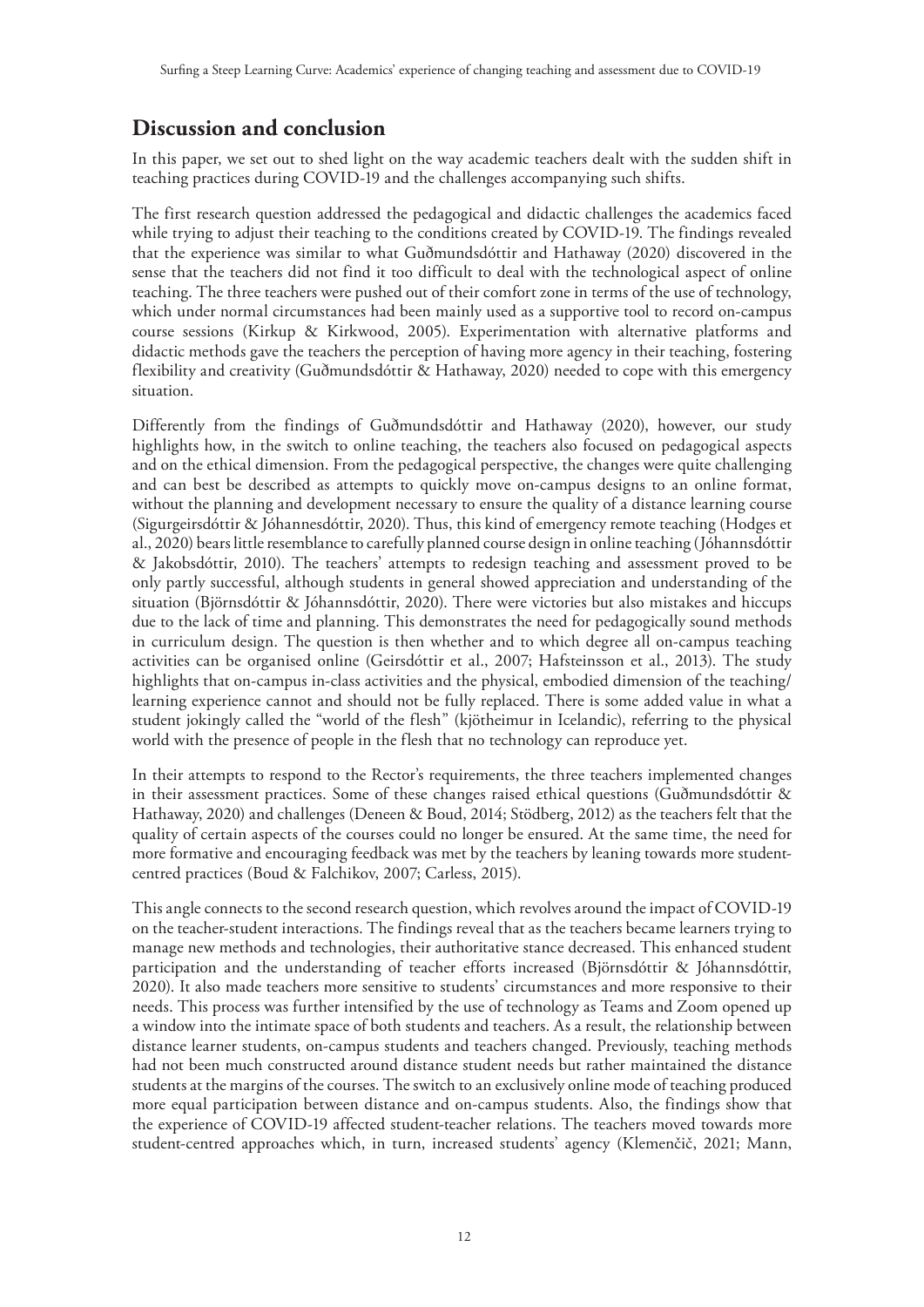## Discussion and conclusion

In this paper, we set out to shed light on the way academic teachers dealt with the sudden shift in teaching practices during COVID-19 and the challenges accompanying such shifts.

The first research question addressed the pedagogical and didactic challenges the academics faced while trying to adjust their teaching to the conditions created by COVID-19. The findings revealed that the experience was similar to what Guðmundsdóttir and Hathaway (2020) discovered in the sense that the teachers did not find it too difficult to deal with the technological aspect of online teaching. The three teachers were pushed out of their comfort zone in terms of the use of technology, which under normal circumstances had been mainly used as a supportive tool to record on-campus course sessions (Kirkup & Kirkwood, 2005). Experimentation with alternative platforms and didactic methods gave the teachers the perception of having more agency in their teaching, fostering flexibility and creativity (Guðmundsdóttir & Hathaway, 2020) needed to cope with this emergency situation.

Differently from the findings of Guðmundsdóttir and Hathaway (2020), however, our study highlights how, in the switch to online teaching, the teachers also focused on pedagogical aspects and on the ethical dimension. From the pedagogical perspective, the changes were quite challenging and can best be described as attempts to quickly move on-campus designs to an online format, without the planning and development necessary to ensure the quality of a distance learning course (Sigurgeirsdóttir & Jóhannesdóttir, 2020). Thus, this kind of emergency remote teaching (Hodges et al., 2020) bears little resemblance to carefully planned course design in online teaching (Jóhannsdóttir & Jakobsdóttir, 2010). The teachers' attempts to redesign teaching and assessment proved to be only partly successful, although students in general showed appreciation and understanding of the situation (Björnsdóttir & Jóhannsdóttir, 2020). There were victories but also mistakes and hiccups due to the lack of time and planning. This demonstrates the need for pedagogically sound methods in curriculum design. The question is then whether and to which degree all on-campus teaching activities can be organised online (Geirsdóttir et al., 2007; Hafsteinsson et al., 2013). The study highlights that on-campus in-class activities and the physical, embodied dimension of the teaching/learning experience cannot and should not be fully replaced. There is some added value in what a student jokingly called the "world of the flesh" (kjötheimur in Icelandic), referring to the physical world with the presence of people in the flesh that no technology can reproduce yet.

In their attempts to respond to the Rector's requirements, the three teachers implemented changes in their assessment practices. Some of these changes raised ethical questions (Guðmundsdóttir & Hathaway, 2020) and challenges (Deneen & Boud, 2014; Stödberg, 2012) as the teachers felt that the quality of certain aspects of the courses could no longer be ensured. At the same time, the need for more formative and encouraging feedback was met by the teachers by leaning towards more student-centred practices (Boud & Falchikov, 2007; Carless, 2015).

This angle connects to the second research question, which revolves around the impact of COVID-19 on the teacher-student interactions. The findings reveal that as the teachers became learners trying to manage new methods and technologies, their authoritative stance decreased. This enhanced student participation and the understanding of teacher efforts increased (Björnsdóttir & Jóhannsdóttir, 2020). It also made teachers more sensitive to students' circumstances and more responsive to their needs. This process was further intensified by the use of technology as Teams and Zoom opened up a window into the intimate space of both students and teachers. As a result, the relationship between distance learner students, on-campus students and teachers changed. Previously, teaching methods had not been much constructed around distance student needs but rather maintained the distance students at the margins of the courses. The switch to an exclusively online mode of teaching produced more equal participation between distance and on-campus students. Also, the findings show that the experience of COVID-19 affected student-teacher relations. The teachers moved towards more student-centred approaches which, in turn, increased students' agency (Klemenčič, 2021; Mann,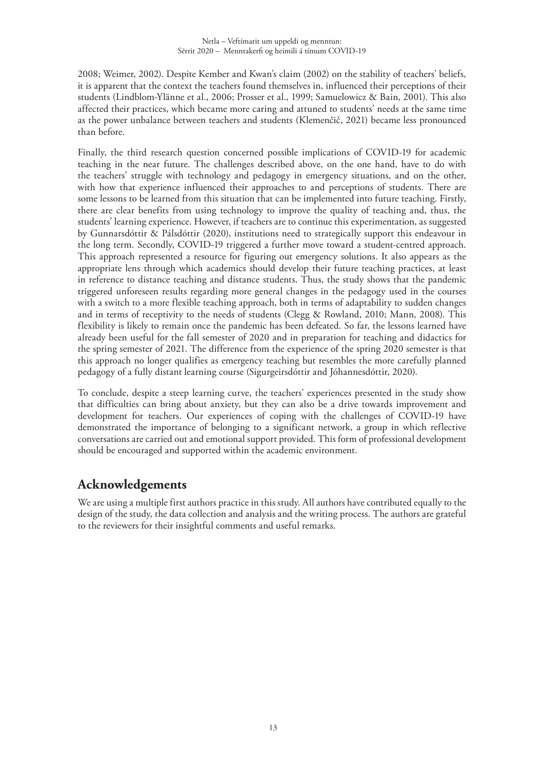2008; Weimer, 2002). Despite Kember and Kwan's claim (2002) on the stability of teachers' beliefs, it is apparent that the context the teachers found themselves in, influenced their perceptions of their students (Lindblom-Ylänne et al., 2006; Prosser et al., 1999; Samuelowicz & Bain, 2001). This also affected their practices, which became more caring and attuned to students' needs at the same time as the power unbalance between teachers and students (Klemenčič, 2021) became less pronounced than before.

Finally, the third research question concerned possible implications of COVID-19 for academic teaching in the near future. The challenges described above, on the one hand, have to do with the teachers' struggle with technology and pedagogy in emergency situations, and on the other, with how that experience influenced their approaches to and perceptions of students. There are some lessons to be learned from this situation that can be implemented into future teaching. Firstly, there are clear benefits from using technology to improve the quality of teaching and, thus, the students' learning experience. However, if teachers are to continue this experimentation, as suggested by Gunnarsdóttir & Pálsdóttir (2020), institutions need to strategically support this endeavour in the long term. Secondly, COVID-19 triggered a further move toward a student-centred approach. This approach represented a resource for figuring out emergency solutions. It also appears as the appropriate lens through which academics should develop their future teaching practices, at least in reference to distance teaching and distance students. Thus, the study shows that the pandemic triggered unforeseen results regarding more general changes in the pedagogy used in the courses with a switch to a more flexible teaching approach, both in terms of adaptability to sudden changes and in terms of receptivity to the needs of students (Clegg & Rowland, 2010; Mann, 2008). This flexibility is likely to remain once the pandemic has been defeated. So far, the lessons learned have already been useful for the fall semester of 2020 and in preparation for teaching and didactics for the spring semester of 2021. The difference from the experience of the spring 2020 semester is that this approach no longer qualifies as emergency teaching but resembles the more carefully planned pedagogy of a fully distant learning course (Sigurgeirsdóttir and Jóhannesdóttir, 2020).

To conclude, despite a steep learning curve, the teachers' experiences presented in the study show that difficulties can bring about anxiety, but they can also be a drive towards improvement and development for teachers. Our experiences of coping with the challenges of COVID-19 have demonstrated the importance of belonging to a significant network, a group in which reflective conversations are carried out and emotional support provided. This form of professional development should be encouraged and supported within the academic environment.

## Acknowledgements

We are using a multiple first authors practice in this study. All authors have contributed equally to the design of the study, the data collection and analysis and the writing process. The authors are grateful to the reviewers for their insightful comments and useful remarks.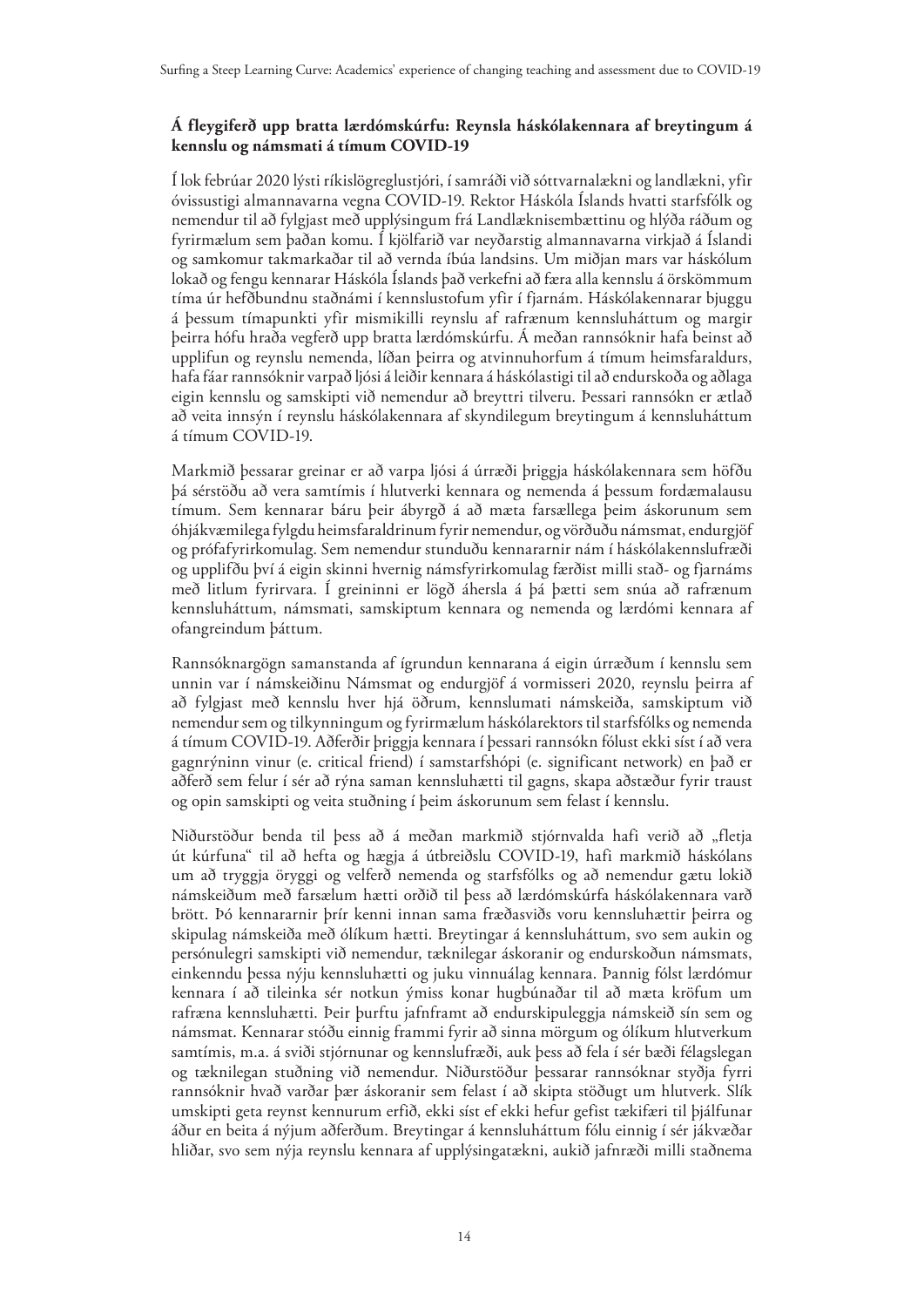## Á fleygiferð upp bratta lærdómskúrfu: Reynsla háskólakennara af breytingum á kennslu og námsmati á tímum COVID-19

Í lok febrúar 2020 lýsti ríkislögreglustjóri, í samráði við sóttvarnalækni og landlækni, yfir óvissustigi almannavarna vegna COVID-19. Rektor Háskóla Íslands hvatti starfsfólk og nemendur til að fylgjast með upplýsingum frá Landlæknisembættinu og hlýða ráðum og fyrirmælum sem þaðan komu. Í kjölfarið var neyðarstig almannavarna virkjað á Íslandi og samkomur takmarkaðar til að vernda íbúa landsins. Um miðjan mars var háskólum lokað og fengu kennarar Háskóla Íslands það verkefni að færa alla kennslu á örskömmum tíma úr hefðbundnu staðnámi í kennslustofum yfir í fjarnám. Háskólakennarar bjuggu á þessum tímapunkti yfir mismikilli reynslu af rafrænum kennsluháttum og margir þeirra hófu hraða vegferð upp bratta lærdómskúrfu. Á meðan rannsóknir hafa beinst að upplifun og reynslu nemenda, líðan þeirra og atvinnuhorfum á tímum heimsfaraldurs, hafa fáar rannsóknir varpað ljósi á leiðir kennara á háskólastigi til að endurskoða og aðlaga eigin kennslu og samskipti við nemendur að breyttri tilveru. Þessari rannsókn er ætlað að veita innsýn í reynslu háskólakennara af skyndilegum breytingum á kennsluháttum á tímum COVID-19.

Markmið þessarar greinar er að varpa ljósi á úrræði þriggja háskólakennara sem höfðu þá sérstöðu að vera samtímis í hlutverki kennara og nemenda á þessum fordæmalausu tímum. Sem kennarar báru þeir ábyrgð á að mæta farsællega þeim áskorunum sem óhjákvæmilega fylgdu heimsfaraldrinum fyrir nemendur, og vörðuðu námsmat, endurgjöf og prófafyrirkomulag. Sem nemendur stunduðu kennararnir nám í háskólakennslufræði og upplifðu því á eigin skinni hvernig námsfyrirkomulag færðist milli stað- og fjarnáms með litlum fyrirvara. Í greininni er lögð áhersla á þá þætti sem snúa að rafrænum kennsluháttum, námsmati, samskiptum kennara og nemenda og lærdómi kennara af ofangreindum þáttum.

Rannsóknargögn samanstanda af ígrundun kennarana á eigin úrræðum í kennslu sem unnin var í námskeiðinu Námsmat og endurgjöf á vormisseri 2020, reynslu þeirra af að fylgjast með kennslu hver hjá öðrum, kennslumati námskeiða, samskiptum við nemendur sem og tilkynningum og fyrirmælum háskólarektors til starfsfólks og nemenda á tímum COVID-19. Aðferðir þriggja kennara í þessari rannsókn fólust ekki síst í að vera gagnrýninn vinur (e. critical friend) í samstarfshópi (e. significant network) en það er aðferð sem felur í sér að rýna saman kennsluhætti til gagns, skapa aðstæður fyrir traust og opin samskipti og veita stuðning í þeim áskorunum sem felast í kennslu.

Niðurstöður benda til þess að á meðan markmið stjórnvalda hafi verið að „fletja út kúrfuna“ til að hefta og hægja á útbreiðslu COVID-19, hafi markmið háskólans um að tryggja öryggi og velferð nemenda og starfsfólks og að nemendur gætu lokið námskeiðum með farsælum hætti orðið til þess að lærdómskúrfa háskólakennara varð brött. Þó kennararnir þrír kenni innan sama fræðasviðs voru kennsluhættir þeirra og skipulag námskeiða með ólíkum hætti. Breytingar á kennsluháttum, svo sem aukin og persónulegri samskipti við nemendur, tæknilegar áskoranir og endurskoðun námsmats, einkenndu þessa nýju kennsluhætti og juku vinnuálag kennara. Þannig fólst lærdómur kennara í að tileinka sér notkun ýmiss konar hugbúnaðar til að mæta kröfum um rafræna kennsluhætti. Þeir þurftu jafnframt að endurskipuleggja námskeið sín sem og námsmat. Kennarar stóðu einnig frammi fyrir að sinna mörgum og ólíkum hlutverkum samtímis, m.a. á sviði stjórnunar og kennslufræði, auk þess að fela í sér bæði félagslegan og tæknilegan stuðning við nemendur. Niðurstöður þessarar rannsóknar styðja fyrri rannsóknir hvað varðar þær áskoranir sem felast í að skipta stöðugt um hlutverk. Slík umskipti geta reynst kennurum erfið, ekki síst ef ekki hefur gefist tækifæri til þjálfunar áður en beita á nýjum aðferðum. Breytingar á kennsluháttum fólu einnig í sér jákvæðar hliðar, svo sem nýja reynslu kennara af upplýsingatækni, aukið jafnræði milli staðnema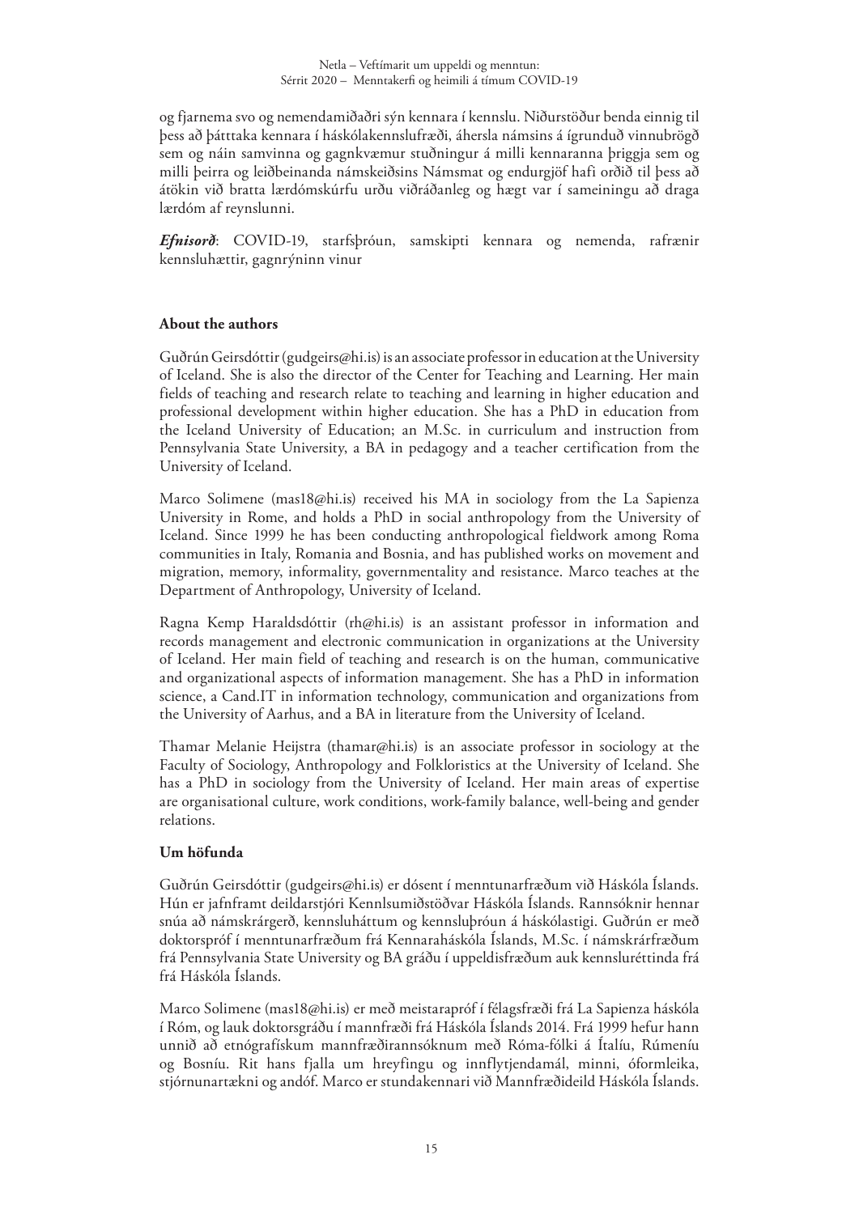og fjarnema svo og nemendamiðaðri sýn kennara í kennslu. Niðurstöður benda einnig til þess að þátttaka kennara í háskólakennslufræði, áhersla námsins á ígrunduð vinnubrögð sem og náin samvinna og gagnkvæmur stuðningur á milli kennaranna þriggja sem og milli þeirra og leiðbeinanda námskeiðsins Námsmat og endurgjöf hafi orðið til þess að átökin við bratta lærdómskúrfu urðu viðráðanleg og hægt var í sameiningu að draga lærdóm af reynslunni.

***Efnisorð***: COVID-19, starfsþróun, samskipti kennara og nemenda, rafrænir kennsluhættir, gagnrýninn vinur

## About the authors

Guðrún Geirsdóttir (gudgeirs@hi.is) is an associate professor in education at the University of Iceland. She is also the director of the Center for Teaching and Learning. Her main fields of teaching and research relate to teaching and learning in higher education and professional development within higher education. She has a PhD in education from the Iceland University of Education; an M.Sc. in curriculum and instruction from Pennsylvania State University, a BA in pedagogy and a teacher certification from the University of Iceland.

Marco Solimene (mas18@hi.is) received his MA in sociology from the La Sapienza University in Rome, and holds a PhD in social anthropology from the University of Iceland. Since 1999 he has been conducting anthropological fieldwork among Roma communities in Italy, Romania and Bosnia, and has published works on movement and migration, memory, informality, governmentality and resistance. Marco teaches at the Department of Anthropology, University of Iceland.

Ragna Kemp Haraldsdóttir (rh@hi.is) is an assistant professor in information and records management and electronic communication in organizations at the University of Iceland. Her main field of teaching and research is on the human, communicative and organizational aspects of information management. She has a PhD in information science, a Cand.IT in information technology, communication and organizations from the University of Aarhus, and a BA in literature from the University of Iceland.

Thamar Melanie Heijstra (thamar@hi.is) is an associate professor in sociology at the Faculty of Sociology, Anthropology and Folkloristics at the University of Iceland. She has a PhD in sociology from the University of Iceland. Her main areas of expertise are organisational culture, work conditions, work-family balance, well-being and gender relations.

## Um höfunda

Guðrún Geirsdóttir (gudgeirs@hi.is) er dósent í menntunarfræðum við Háskóla Íslands. Hún er jafnframt deildarstjóri Kennslumiðstöðvar Háskóla Íslands. Rannsóknir hennar snúa að námskrárgerð, kennsluháttum og kennsluþróun á háskólastigi. Guðrún er með doktorspróf í menntunarfræðum frá Kennaraháskóla Íslands, M.Sc. í námskrárfræðum frá Pennsylvania State University og BA gráðu í uppeldisfræðum auk kennsluréttinda frá frá Háskóla Íslands.

Marco Solimene (mas18@hi.is) er með meistarapróf í félagsfræði frá La Sapienza háskóla í Róm, og lauk doktorsgráðu í mannfræði frá Háskóla Íslands 2014. Frá 1999 hefur hann unnið að etnógrafískum mannfræðirannsóknum með Róma-fólki á Ítalíu, Rúmeníu og Bosníu. Rit hans fjalla um hreyfingu og innflytjendamál, minni, óformleika, stjórnunartækni og andóf. Marco er stundakennari við Mannfræðideild Háskóla Íslands.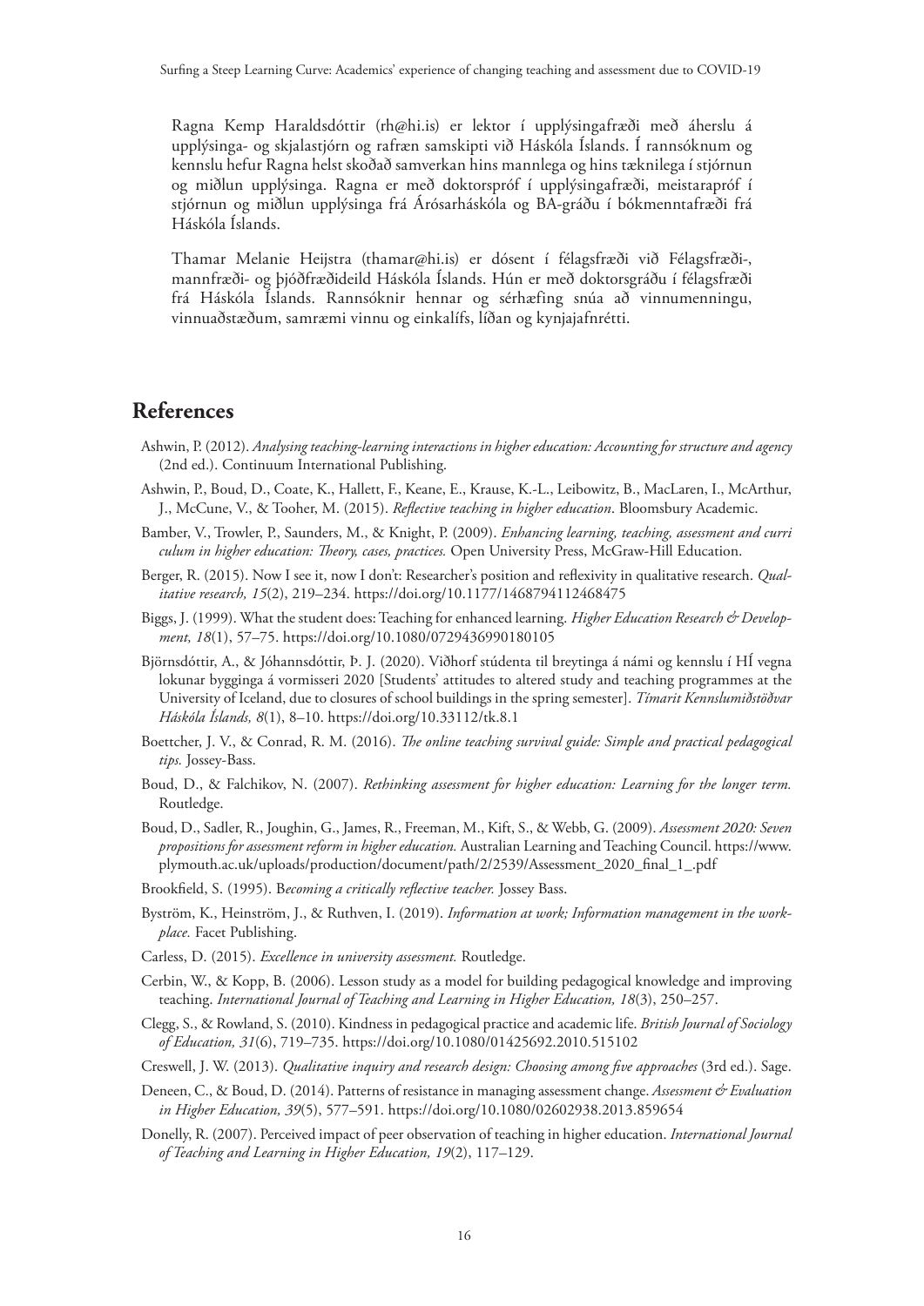Ragna Kemp Haraldsdóttir (rh@hi.is) er lektor í upplýsingafræði með áherslu á upplýsinga- og skjalastjórn og rafræn samskipti við Háskóla Íslands. Í rannsóknum og kennslu hefur Ragna helst skoðað samverkan hins mannlega og hins tæknilega í stjórnun og miðlun upplýsinga. Ragna er með doktorspróf í upplýsingafræði, meistarapróf í stjórnun og miðlun upplýsinga frá Árósarháskóla og BA-gráðu í bókmenntafræði frá Háskóla Íslands.

Thamar Melanie Heijstra (thamar@hi.is) er dósent í félagsfræði við Félagsfræði-, mannfræði- og þjóðfræðideild Háskóla Íslands. Hún er með doktorsgráðu í félagsfræði frá Háskóla Íslands. Rannsóknir hennar og sérhæfing snúa að vinnumenningu, vinnuaðstæðum, samræmi vinnu og einkalífs, líðan og kynjajafnrétti.

## References

Ashwin, P. (2012). *Analysing teaching-learning interactions in higher education: Accounting for structure and agency* (2nd ed.). Continuum International Publishing.

Ashwin, P., Boud, D., Coate, K., Hallett, F., Keane, E., Krause, K.-L., Leibowitz, B., MacLaren, I., McArthur, J., McCune, V., & Tooher, M. (2015). *Reflective teaching in higher education*. Bloomsbury Academic.

Bamber, V., Trowler, P., Saunders, M., & Knight, P. (2009). *Enhancing learning, teaching, assessment and curri culum in higher education: Theory, cases, practices.* Open University Press, McGraw-Hill Education.

Berger, R. (2015). Now I see it, now I don't: Researcher's position and reflexivity in qualitative research. *Qualitative research, 15*(2), 219–234. https://doi.org/10.1177/1468794112468475

Biggs, J. (1999). What the student does: Teaching for enhanced learning. *Higher Education Research & Development, 18*(1), 57–75. https://doi.org/10.1080/0729436990180105

Björnsdóttir, A., & Jóhannsdóttir, Þ. J. (2020). Viðhorf stúdenta til breytinga á námi og kennslu í HÍ vegna lokunar bygginga á vormisseri 2020 [Students' attitudes to altered study and teaching programmes at the University of Iceland, due to closures of school buildings in the spring semester]. *Tímarit Kennslumiðstöðvar Háskóla Íslands, 8*(1), 8–10. https://doi.org/10.33112/tk.8.1

Boettcher, J. V., & Conrad, R. M. (2016). *The online teaching survival guide: Simple and practical pedagogical tips.* Jossey-Bass.

Boud, D., & Falchikov, N. (2007). *Rethinking assessment for higher education: Learning for the longer term.* Routledge.

Boud, D., Sadler, R., Joughin, G., James, R., Freeman, M., Kift, S., & Webb, G. (2009). *Assessment 2020: Seven propositions for assessment reform in higher education.* Australian Learning and Teaching Council. https://www.plymouth.ac.uk/uploads/production/document/path/2/2539/Assessment_2020_final_1_.pdf

Brookfield, S. (1995). B*ecoming a critically reflective teacher.* Jossey Bass.

Byström, K., Heinström, J., & Ruthven, I. (2019). *Information at work; Information management in the workplace.* Facet Publishing.

Carless, D. (2015). *Excellence in university assessment.* Routledge.

Cerbin, W., & Kopp, B. (2006). Lesson study as a model for building pedagogical knowledge and improving teaching. *International Journal of Teaching and Learning in Higher Education, 18*(3), 250–257.

Clegg, S., & Rowland, S. (2010). Kindness in pedagogical practice and academic life. *British Journal of Sociology of Education, 31*(6), 719–735. https://doi.org/10.1080/01425692.2010.515102

Creswell, J. W. (2013). *Qualitative inquiry and research design: Choosing among five approaches* (3rd ed.). Sage.

Deneen, C., & Boud, D. (2014). Patterns of resistance in managing assessment change. *Assessment & Evaluation in Higher Education, 39*(5), 577–591. https://doi.org/10.1080/02602938.2013.859654

Donelly, R. (2007). Perceived impact of peer observation of teaching in higher education. *International Journal of Teaching and Learning in Higher Education, 19*(2), 117–129.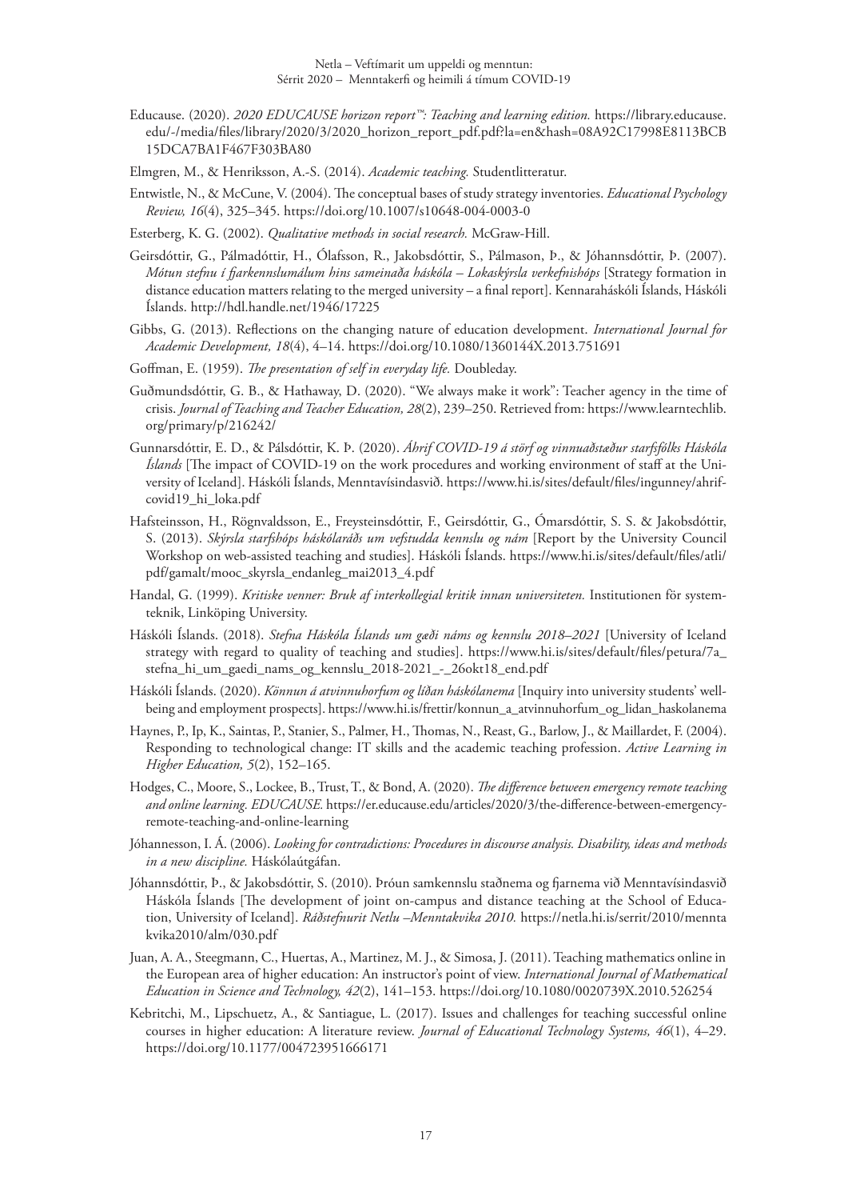Educause. (2020). *2020 EDUCAUSE horizon report™: Teaching and learning edition.* https://library.educause.edu/-/media/files/library/2020/3/2020_horizon_report_pdf.pdf?la=en&hash=08A92C17998E8113BCB15DCA7BA1F467F303BA80

Elmgren, M., & Henriksson, A.-S. (2014). *Academic teaching.* Studentlitteratur.

Entwistle, N., & McCune, V. (2004). The conceptual bases of study strategy inventories. *Educational Psychology Review, 16*(4), 325–345. https://doi.org/10.1007/s10648-004-0003-0

Esterberg, K. G. (2002). *Qualitative methods in social research.* McGraw-Hill.

Geirsdóttir, G., Pálmadóttir, H., Ólafsson, R., Jakobsdóttir, S., Pálmason, Þ., & Jóhannsdóttir, Þ. (2007). *Mótun stefnu í fjarkennslumálum hins sameinaða háskóla – Lokaskýrsla verkefnishóps* [Strategy formation in distance education matters relating to the merged university – a final report]. Kennaraháskóli Íslands, Háskóli Íslands. http://hdl.handle.net/1946/17225

Gibbs, G. (2013). Reflections on the changing nature of education development. *International Journal for Academic Development, 18*(4), 4–14. https://doi.org/10.1080/1360144X.2013.751691

Goffman, E. (1959). *The presentation of self in everyday life.* Doubleday.

Guðmundsdóttir, G. B., & Hathaway, D. (2020). "We always make it work": Teacher agency in the time of crisis. *Journal of Teaching and Teacher Education, 28*(2), 239–250. Retrieved from: https://www.learntechlib.org/primary/p/216242/

Gunnarsdóttir, E. D., & Pálsdóttir, K. Þ. (2020). *Áhrif COVID-19 á störf og vinnuaðstæður starfsfólks Háskóla Íslands* [The impact of COVID-19 on the work procedures and working environment of staff at the University of Iceland]. Háskóli Íslands, Menntavísindasvið. https://www.hi.is/sites/default/files/ingunney/ahrif-covid19_hi_loka.pdf

Hafsteinsson, H., Rögnvaldsson, E., Freysteinsdóttir, F., Geirsdóttir, G., Ómarsdóttir, S. S. & Jakobsdóttir, S. (2013). *Skýrsla starfshóps háskólaráðs um vefstudda kennslu og nám* [Report by the University Council Workshop on web-assisted teaching and studies]. Háskóli Íslands. https://www.hi.is/sites/default/files/atli/pdf/gamalt/mooc_skyrsla_endanleg_mai2013_4.pdf

Handal, G. (1999). *Kritiske venner: Bruk af interkollegial kritik innan universiteten.* Institutionen för systemteknik, Linköping University.

Háskóli Íslands. (2018). *Stefna Háskóla Íslands um gæði náms og kennslu 2018–2021* [University of Iceland strategy with regard to quality of teaching and studies]. https://www.hi.is/sites/default/files/petura/7a_stefna_hi_um_gaedi_nams_og_kennslu_2018-2021_-_26okt18_end.pdf

Háskóli Íslands. (2020). *Könnun á atvinnuhorfum og líðan háskólanema* [Inquiry into university students' well-being and employment prospects]. https://www.hi.is/frettir/konnun_a_atvinnuhorfum_og_lidan_haskolanema

Haynes, P., Ip, K., Saintas, P., Stanier, S., Palmer, H., Thomas, N., Reast, G., Barlow, J., & Maillardet, F. (2004). Responding to technological change: IT skills and the academic teaching profession. *Active Learning in Higher Education, 5*(2), 152–165.

Hodges, C., Moore, S., Lockee, B., Trust, T., & Bond, A. (2020). *The difference between emergency remote teaching and online learning. EDUCAUSE.* https://er.educause.edu/articles/2020/3/the-difference-between-emergency-remote-teaching-and-online-learning

Jóhannesson, I. Á. (2006). *Looking for contradictions: Procedures in discourse analysis. Disability, ideas and methods in a new discipline.* Háskólaútgáfan.

Jóhannsdóttir, Þ., & Jakobsdóttir, S. (2010). Þróun samkennslu staðnema og fjarnema við Menntavísindasvið Háskóla Íslands [The development of joint on-campus and distance teaching at the School of Education, University of Iceland]. *Ráðstefnurit Netlu –Menntakvika 2010.* https://netla.hi.is/serrit/2010/menntakvika2010/alm/030.pdf

Juan, A. A., Steegmann, C., Huertas, A., Martinez, M. J., & Simosa, J. (2011). Teaching mathematics online in the European area of higher education: An instructor's point of view. *International Journal of Mathematical Education in Science and Technology, 42*(2), 141–153. https://doi.org/10.1080/0020739X.2010.526254

Kebritchi, M., Lipschuetz, A., & Santiague, L. (2017). Issues and challenges for teaching successful online courses in higher education: A literature review. *Journal of Educational Technology Systems, 46*(1), 4–29. https://doi.org/10.1177/004723951666171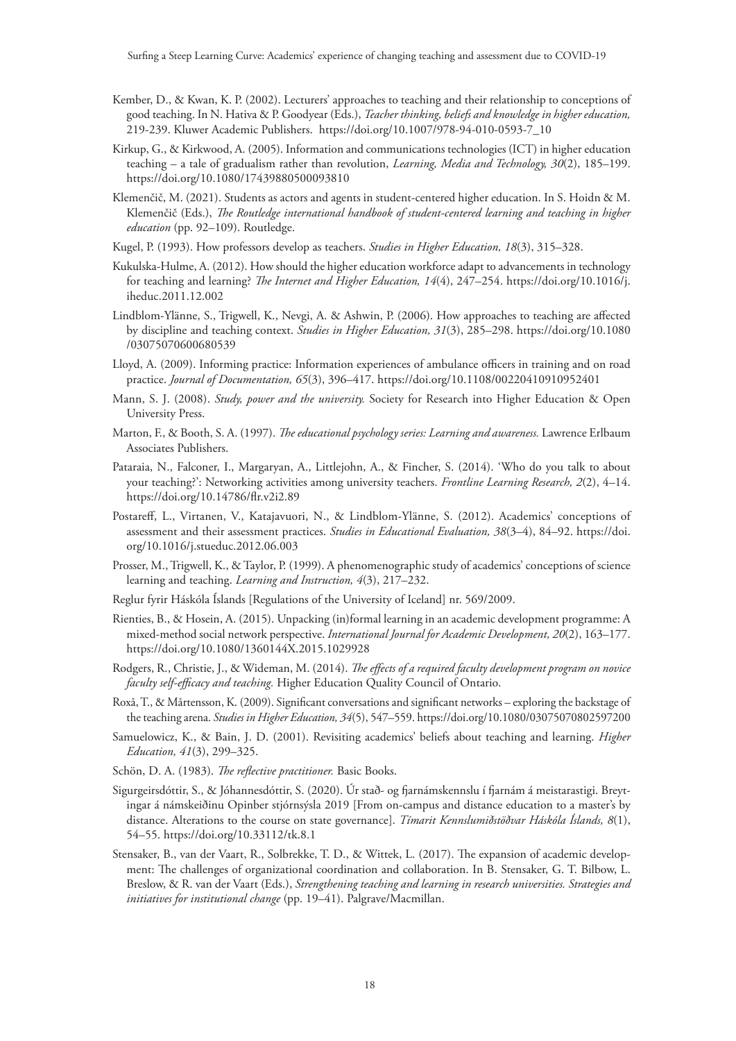Kember, D., & Kwan, K. P. (2002). Lecturers' approaches to teaching and their relationship to conceptions of good teaching. In N. Hativa & P. Goodyear (Eds.), *Teacher thinking, beliefs and knowledge in higher education,* 219-239. Kluwer Academic Publishers. https://doi.org/10.1007/978-94-010-0593-7_10

Kirkup, G., & Kirkwood, A. (2005). Information and communications technologies (ICT) in higher education teaching – a tale of gradualism rather than revolution, *Learning, Media and Technology, 30*(2), 185–199. https://doi.org/10.1080/17439880500093810

Klemenčič, M. (2021). Students as actors and agents in student-centered higher education. In S. Hoidn & M. Klemenčič (Eds.), *The Routledge international handbook of student-centered learning and teaching in higher education* (pp. 92–109). Routledge.

Kugel, P. (1993). How professors develop as teachers. *Studies in Higher Education, 18*(3), 315–328.

Kukulska-Hulme, A. (2012). How should the higher education workforce adapt to advancements in technology for teaching and learning? *The Internet and Higher Education, 14*(4), 247–254. https://doi.org/10.1016/j.iheduc.2011.12.002

Lindblom-Ylänne, S., Trigwell, K., Nevgi, A. & Ashwin, P. (2006). How approaches to teaching are affected by discipline and teaching context. *Studies in Higher Education, 31*(3), 285–298. https://doi.org/10.1080/03075070600680539

Lloyd, A. (2009). Informing practice: Information experiences of ambulance officers in training and on road practice. *Journal of Documentation, 65*(3), 396–417. https://doi.org/10.1108/00220410910952401

Mann, S. J. (2008). *Study, power and the university.* Society for Research into Higher Education & Open University Press.

Marton, F., & Booth, S. A. (1997). *The educational psychology series: Learning and awareness.* Lawrence Erlbaum Associates Publishers.

Pataraia, N., Falconer, I., Margaryan, A., Littlejohn, A., & Fincher, S. (2014). 'Who do you talk to about your teaching?': Networking activities among university teachers. *Frontline Learning Research, 2*(2), 4–14. https://doi.org/10.14786/flr.v2i2.89

Postareff, L., Virtanen, V., Katajavuori, N., & Lindblom-Ylänne, S. (2012). Academics' conceptions of assessment and their assessment practices. *Studies in Educational Evaluation, 38*(3–4), 84–92. https://doi.org/10.1016/j.stueduc.2012.06.003

Prosser, M., Trigwell, K., & Taylor, P. (1999). A phenomenographic study of academics' conceptions of science learning and teaching. *Learning and Instruction, 4*(3), 217–232.

Reglur fyrir Háskóla Íslands [Regulations of the University of Iceland] nr. 569/2009.

Rienties, B., & Hosein, A. (2015). Unpacking (in)formal learning in an academic development programme: A mixed-method social network perspective. *International Journal for Academic Development, 20*(2), 163–177. https://doi.org/10.1080/1360144X.2015.1029928

Rodgers, R., Christie, J., & Wideman, M. (2014). *The effects of a required faculty development program on novice faculty self-efficacy and teaching.* Higher Education Quality Council of Ontario.

Roxå, T., & Mårtensson, K. (2009). Significant conversations and significant networks – exploring the backstage of the teaching arena. *Studies in Higher Education, 34*(5), 547–559. https://doi.org/10.1080/03075070802597200

Samuelowicz, K., & Bain, J. D. (2001). Revisiting academics' beliefs about teaching and learning. *Higher Education, 41*(3), 299–325.

Schön, D. A. (1983). *The reflective practitioner.* Basic Books.

Sigurgeirsdóttir, S., & Jóhannesdóttir, S. (2020). Úr stað- og fjarnámskennslu í fjarnám á meistarastigi. Breytingar á námskeiðinu Opinber stjórnsýsla 2019 [From on-campus and distance education to a master's by distance. Alterations to the course on state governance]. *Tímarit Kennslumiðstöðvar Háskóla Íslands, 8*(1), 54–55. https://doi.org/10.33112/tk.8.1

Stensaker, B., van der Vaart, R., Solbrekke, T. D., & Wittek, L. (2017). The expansion of academic development: The challenges of organizational coordination and collaboration. In B. Stensaker, G. T. Bilbow, L. Breslow, & R. van der Vaart (Eds.), *Strengthening teaching and learning in research universities. Strategies and initiatives for institutional change* (pp. 19–41). Palgrave/Macmillan.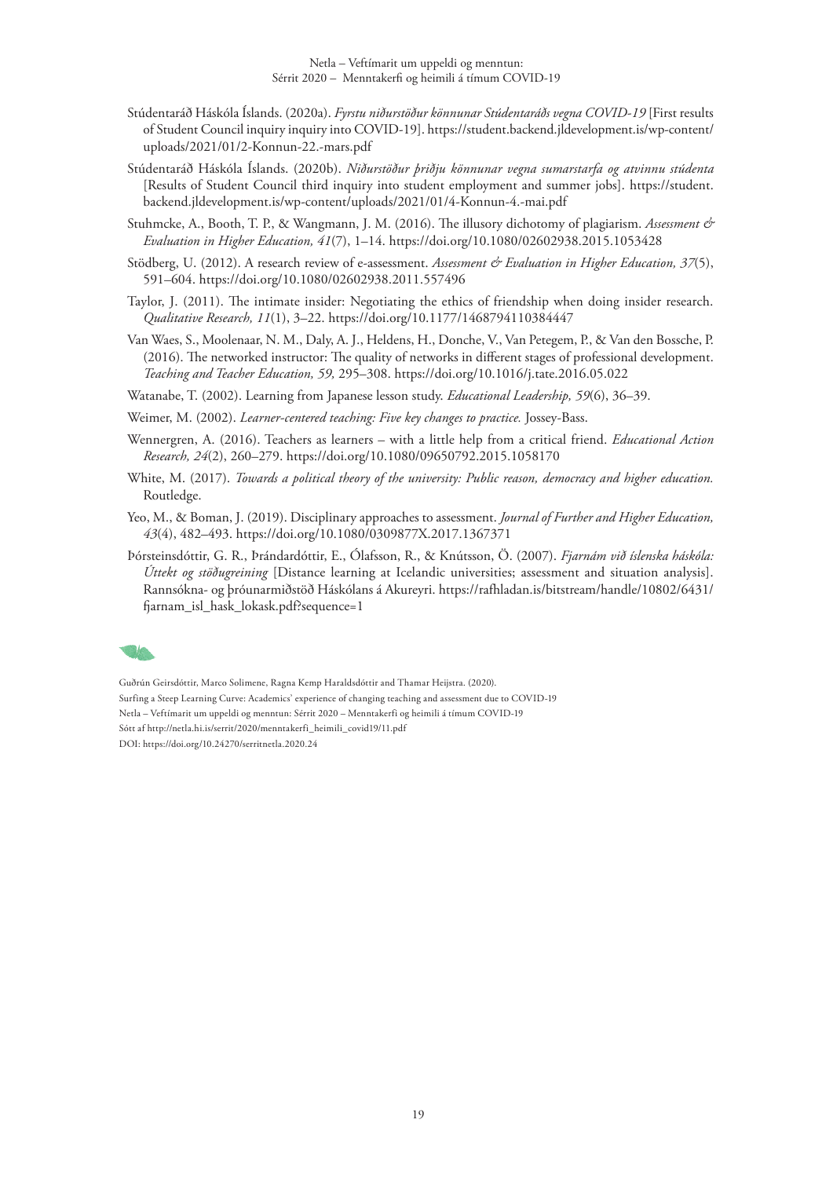Stúdentaráð Háskóla Íslands. (2020a). *Fyrstu niðurstöður könnunar Stúdentaráðs vegna COVID-19* [First results of Student Council inquiry inquiry into COVID-19]. https://student.backend.jldevelopment.is/wp-content/uploads/2021/01/2-Konnun-22.-mars.pdf

Stúdentaráð Háskóla Íslands. (2020b). *Niðurstöður þriðju könnunar vegna sumarstarfa og atvinnu stúdenta* [Results of Student Council third inquiry into student employment and summer jobs]. https://student.backend.jldevelopment.is/wp-content/uploads/2021/01/4-Konnun-4.-mai.pdf

Stuhmcke, A., Booth, T. P., & Wangmann, J. M. (2016). The illusory dichotomy of plagiarism. *Assessment & Evaluation in Higher Education, 41*(7), 1–14. https://doi.org/10.1080/02602938.2015.1053428

Stödberg, U. (2012). A research review of e-assessment. *Assessment & Evaluation in Higher Education, 37*(5), 591–604. https://doi.org/10.1080/02602938.2011.557496

Taylor, J. (2011). The intimate insider: Negotiating the ethics of friendship when doing insider research. *Qualitative Research, 11*(1), 3–22. https://doi.org/10.1177/1468794110384447

Van Waes, S., Moolenaar, N. M., Daly, A. J., Heldens, H., Donche, V., Van Petegem, P., & Van den Bossche, P. (2016). The networked instructor: The quality of networks in different stages of professional development. *Teaching and Teacher Education, 59,* 295–308. https://doi.org/10.1016/j.tate.2016.05.022

Watanabe, T. (2002). Learning from Japanese lesson study. *Educational Leadership, 59*(6), 36–39.

Weimer, M. (2002). *Learner-centered teaching: Five key changes to practice.* Jossey-Bass.

Wennergren, A. (2016). Teachers as learners – with a little help from a critical friend. *Educational Action Research, 24*(2), 260–279. https://doi.org/10.1080/09650792.2015.1058170

White, M. (2017). *Towards a political theory of the university: Public reason, democracy and higher education.* Routledge.

Yeo, M., & Boman, J. (2019). Disciplinary approaches to assessment. *Journal of Further and Higher Education, 43*(4), 482–493. https://doi.org/10.1080/0309877X.2017.1367371

Þórsteinsdóttir, G. R., Þrándardóttir, E., Ólafsson, R., & Knútsson, Ö. (2007). *Fjarnám við íslenska háskóla: Úttekt og stöðugreining* [Distance learning at Icelandic universities; assessment and situation analysis]. Rannsókna- og þróunarmiðstöð Háskólans á Akureyri. https://rafhladan.is/bitstream/handle/10802/6431/fjarnam_isl_hask_lokask.pdf?sequence=1

Guðrún Geirsdóttir, Marco Solimene, Ragna Kemp Haraldsdóttir and Thamar Heijstra. (2020).
Surfing a Steep Learning Curve: Academics' experience of changing teaching and assessment due to COVID-19
Netla – Veftímarit um uppeldi og menntun: Sérrit 2020 – Menntakerfi og heimili á tímum COVID-19
Sótt af http://netla.hi.is/serrit/2020/menntakerfi_heimili_covid19/11.pdf
DOI: https://doi.org/10.24270/serritnetla.2020.24